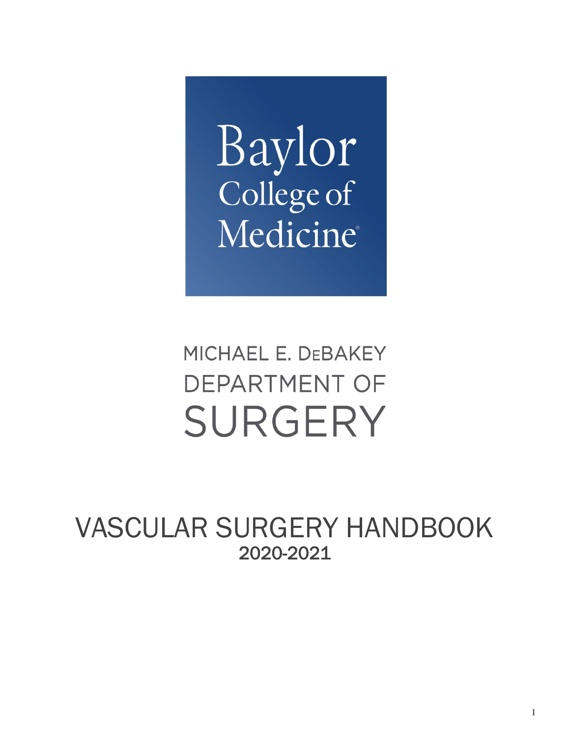Baylor College of Medicine

MICHAEL E. DEBAKEY DEPARTMENT OF SURGERY

# VASCULAR SURGERY HANDBOOK

2020-2021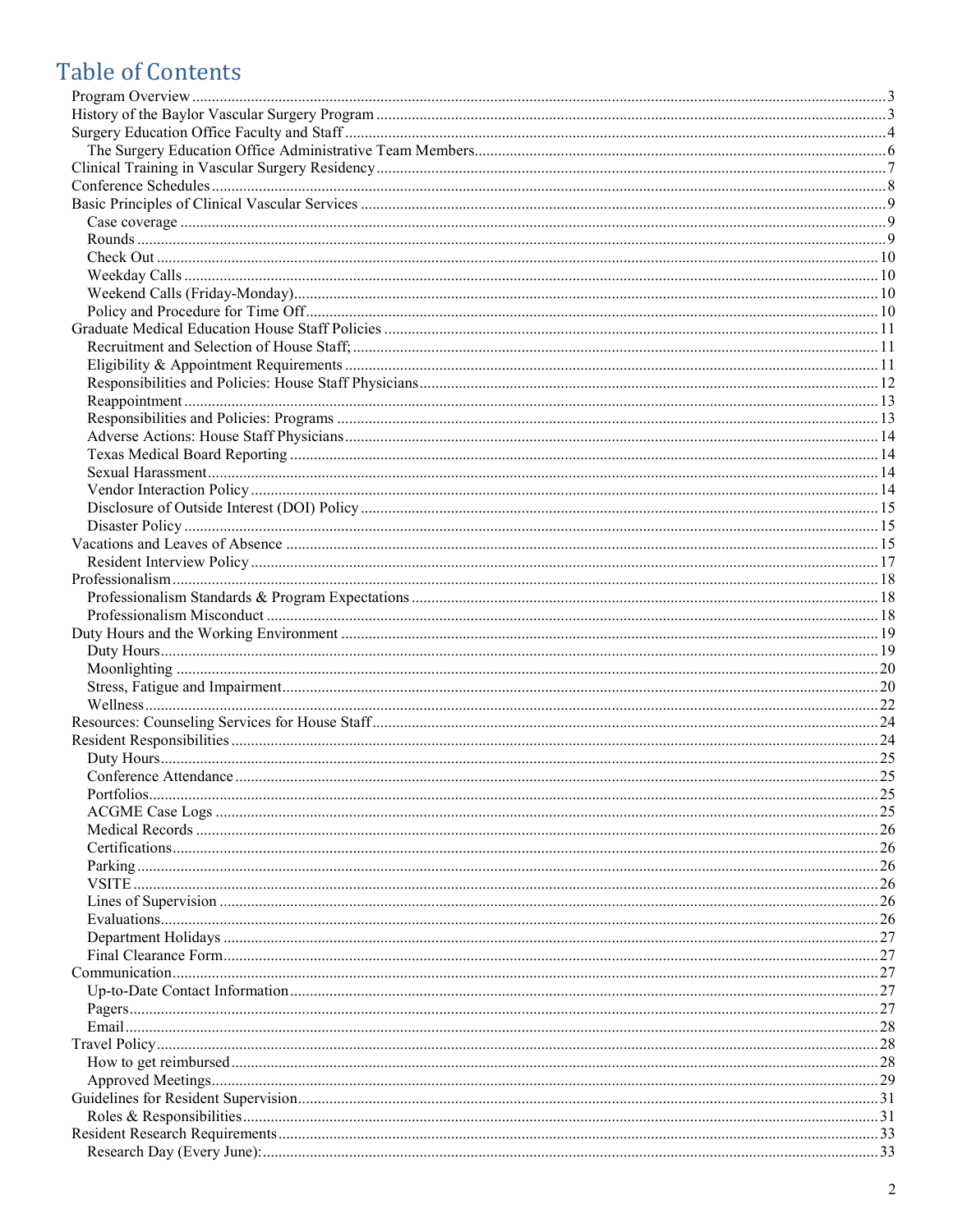# Table of Contents

Program Overview ..... 3
History of the Baylor Vascular Surgery Program ..... 3
Surgery Education Office Faculty and Staff ..... 4
- The Surgery Education Office Administrative Team Members ..... 6

Clinical Training in Vascular Surgery Residency ..... 7
Conference Schedules ..... 8
Basic Principles of Clinical Vascular Services ..... 9
- Case coverage ..... 9
- Rounds ..... 9
- Check Out ..... 10
- Weekday Calls ..... 10
- Weekend Calls (Friday-Monday) ..... 10
- Policy and Procedure for Time Off ..... 10

Graduate Medical Education House Staff Policies ..... 11
- Recruitment and Selection of House Staff; ..... 11
- Eligibility & Appointment Requirements ..... 11
- Responsibilities and Policies: House Staff Physicians ..... 12
- Reappointment ..... 13
- Responsibilities and Policies: Programs ..... 13
- Adverse Actions: House Staff Physicians ..... 14
- Texas Medical Board Reporting ..... 14
- Sexual Harassment ..... 14
- Vendor Interaction Policy ..... 14
- Disclosure of Outside Interest (DOI) Policy ..... 15
- Disaster Policy ..... 15

Vacations and Leaves of Absence ..... 15
- Resident Interview Policy ..... 17

Professionalism ..... 18
- Professionalism Standards & Program Expectations ..... 18
- Professionalism Misconduct ..... 18

Duty Hours and the Working Environment ..... 19
- Duty Hours ..... 19
- Moonlighting ..... 20
- Stress, Fatigue and Impairment ..... 20
- Wellness ..... 22

Resources: Counseling Services for House Staff ..... 24
Resident Responsibilities ..... 24
- Duty Hours ..... 25
- Conference Attendance ..... 25
- Portfolios ..... 25
- ACGME Case Logs ..... 25
- Medical Records ..... 26
- Certifications ..... 26
- Parking ..... 26
- VSITE ..... 26
- Lines of Supervision ..... 26
- Evaluations ..... 26
- Department Holidays ..... 27
- Final Clearance Form ..... 27

Communication ..... 27
- Up-to-Date Contact Information ..... 27
- Pagers ..... 27
- Email ..... 28

Travel Policy ..... 28
- How to get reimbursed ..... 28
- Approved Meetings ..... 29

Guidelines for Resident Supervision ..... 31
- Roles & Responsibilities ..... 31

Resident Research Requirements ..... 33
- Research Day (Every June): ..... 33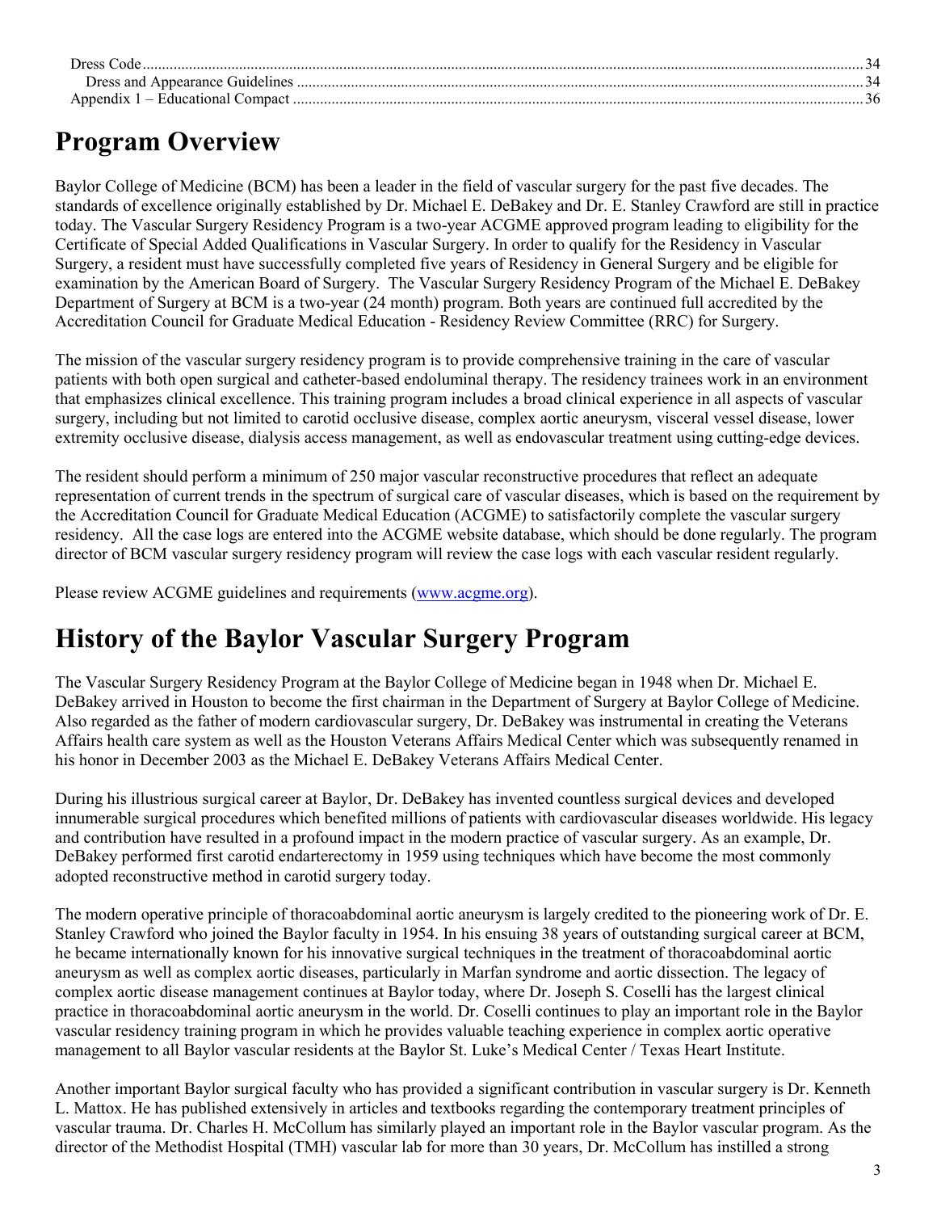Dress Code ........................................................................................................................................................................ 34
Dress and Appearance Guidelines ................................................................................................................................. 34
Appendix 1 – Educational Compact ................................................................................................................................... 36

# Program Overview

Baylor College of Medicine (BCM) has been a leader in the field of vascular surgery for the past five decades. The standards of excellence originally established by Dr. Michael E. DeBakey and Dr. E. Stanley Crawford are still in practice today. The Vascular Surgery Residency Program is a two-year ACGME approved program leading to eligibility for the Certificate of Special Added Qualifications in Vascular Surgery. In order to qualify for the Residency in Vascular Surgery, a resident must have successfully completed five years of Residency in General Surgery and be eligible for examination by the American Board of Surgery. The Vascular Surgery Residency Program of the Michael E. DeBakey Department of Surgery at BCM is a two-year (24 month) program. Both years are continued full accredited by the Accreditation Council for Graduate Medical Education - Residency Review Committee (RRC) for Surgery.

The mission of the vascular surgery residency program is to provide comprehensive training in the care of vascular patients with both open surgical and catheter-based endoluminal therapy. The residency trainees work in an environment that emphasizes clinical excellence. This training program includes a broad clinical experience in all aspects of vascular surgery, including but not limited to carotid occlusive disease, complex aortic aneurysm, visceral vessel disease, lower extremity occlusive disease, dialysis access management, as well as endovascular treatment using cutting-edge devices.

The resident should perform a minimum of 250 major vascular reconstructive procedures that reflect an adequate representation of current trends in the spectrum of surgical care of vascular diseases, which is based on the requirement by the Accreditation Council for Graduate Medical Education (ACGME) to satisfactorily complete the vascular surgery residency. All the case logs are entered into the ACGME website database, which should be done regularly. The program director of BCM vascular surgery residency program will review the case logs with each vascular resident regularly.

Please review ACGME guidelines and requirements (www.acgme.org).

# History of the Baylor Vascular Surgery Program

The Vascular Surgery Residency Program at the Baylor College of Medicine began in 1948 when Dr. Michael E. DeBakey arrived in Houston to become the first chairman in the Department of Surgery at Baylor College of Medicine. Also regarded as the father of modern cardiovascular surgery, Dr. DeBakey was instrumental in creating the Veterans Affairs health care system as well as the Houston Veterans Affairs Medical Center which was subsequently renamed in his honor in December 2003 as the Michael E. DeBakey Veterans Affairs Medical Center.

During his illustrious surgical career at Baylor, Dr. DeBakey has invented countless surgical devices and developed innumerable surgical procedures which benefited millions of patients with cardiovascular diseases worldwide. His legacy and contribution have resulted in a profound impact in the modern practice of vascular surgery. As an example, Dr. DeBakey performed first carotid endarterectomy in 1959 using techniques which have become the most commonly adopted reconstructive method in carotid surgery today.

The modern operative principle of thoracoabdominal aortic aneurysm is largely credited to the pioneering work of Dr. E. Stanley Crawford who joined the Baylor faculty in 1954. In his ensuing 38 years of outstanding surgical career at BCM, he became internationally known for his innovative surgical techniques in the treatment of thoracoabdominal aortic aneurysm as well as complex aortic diseases, particularly in Marfan syndrome and aortic dissection. The legacy of complex aortic disease management continues at Baylor today, where Dr. Joseph S. Coselli has the largest clinical practice in thoracoabdominal aortic aneurysm in the world. Dr. Coselli continues to play an important role in the Baylor vascular residency training program in which he provides valuable teaching experience in complex aortic operative management to all Baylor vascular residents at the Baylor St. Luke's Medical Center / Texas Heart Institute.

Another important Baylor surgical faculty who has provided a significant contribution in vascular surgery is Dr. Kenneth L. Mattox. He has published extensively in articles and textbooks regarding the contemporary treatment principles of vascular trauma. Dr. Charles H. McCollum has similarly played an important role in the Baylor vascular program. As the director of the Methodist Hospital (TMH) vascular lab for more than 30 years, Dr. McCollum has instilled a strong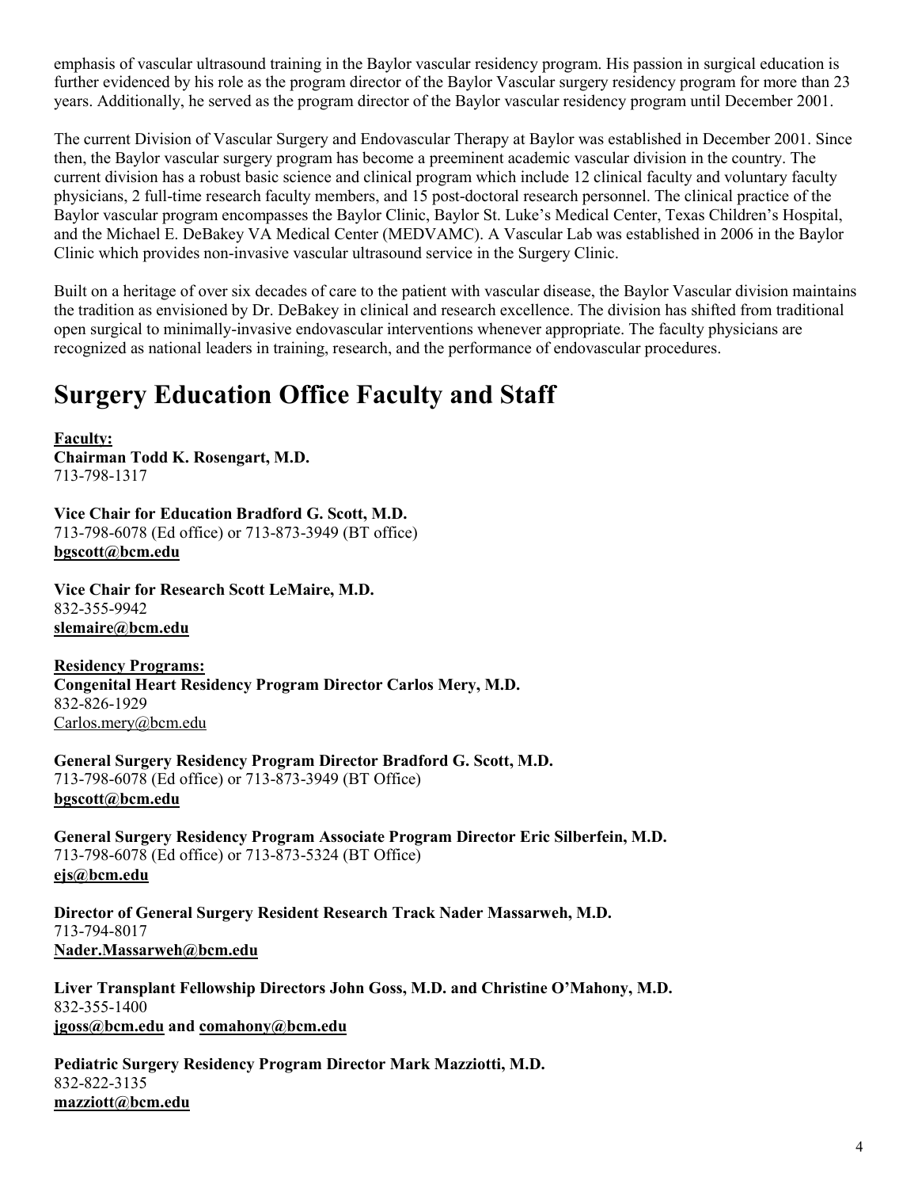emphasis of vascular ultrasound training in the Baylor vascular residency program. His passion in surgical education is further evidenced by his role as the program director of the Baylor Vascular surgery residency program for more than 23 years. Additionally, he served as the program director of the Baylor vascular residency program until December 2001.

The current Division of Vascular Surgery and Endovascular Therapy at Baylor was established in December 2001. Since then, the Baylor vascular surgery program has become a preeminent academic vascular division in the country. The current division has a robust basic science and clinical program which include 12 clinical faculty and voluntary faculty physicians, 2 full-time research faculty members, and 15 post-doctoral research personnel. The clinical practice of the Baylor vascular program encompasses the Baylor Clinic, Baylor St. Luke's Medical Center, Texas Children's Hospital, and the Michael E. DeBakey VA Medical Center (MEDVAMC). A Vascular Lab was established in 2006 in the Baylor Clinic which provides non-invasive vascular ultrasound service in the Surgery Clinic.

Built on a heritage of over six decades of care to the patient with vascular disease, the Baylor Vascular division maintains the tradition as envisioned by Dr. DeBakey in clinical and research excellence. The division has shifted from traditional open surgical to minimally-invasive endovascular interventions whenever appropriate. The faculty physicians are recognized as national leaders in training, research, and the performance of endovascular procedures.

# Surgery Education Office Faculty and Staff

**Faculty:**

**Chairman Todd K. Rosengart, M.D.**
713-798-1317

**Vice Chair for Education Bradford G. Scott, M.D.**
713-798-6078 (Ed office) or 713-873-3949 (BT office)
**bgscott@bcm.edu**

**Vice Chair for Research Scott LeMaire, M.D.**
832-355-9942
**slemaire@bcm.edu**

**Residency Programs:**

**Congenital Heart Residency Program Director Carlos Mery, M.D.**
832-826-1929
Carlos.mery@bcm.edu

**General Surgery Residency Program Director Bradford G. Scott, M.D.**
713-798-6078 (Ed office) or 713-873-3949 (BT Office)
**bgscott@bcm.edu**

**General Surgery Residency Program Associate Program Director Eric Silberfein, M.D.**
713-798-6078 (Ed office) or 713-873-5324 (BT Office)
**ejs@bcm.edu**

**Director of General Surgery Resident Research Track Nader Massarweh, M.D.**
713-794-8017
**Nader.Massarweh@bcm.edu**

**Liver Transplant Fellowship Directors John Goss, M.D. and Christine O'Mahony, M.D.**
832-355-1400
**jgoss@bcm.edu and comahony@bcm.edu**

**Pediatric Surgery Residency Program Director Mark Mazziotti, M.D.**
832-822-3135
**mazziott@bcm.edu**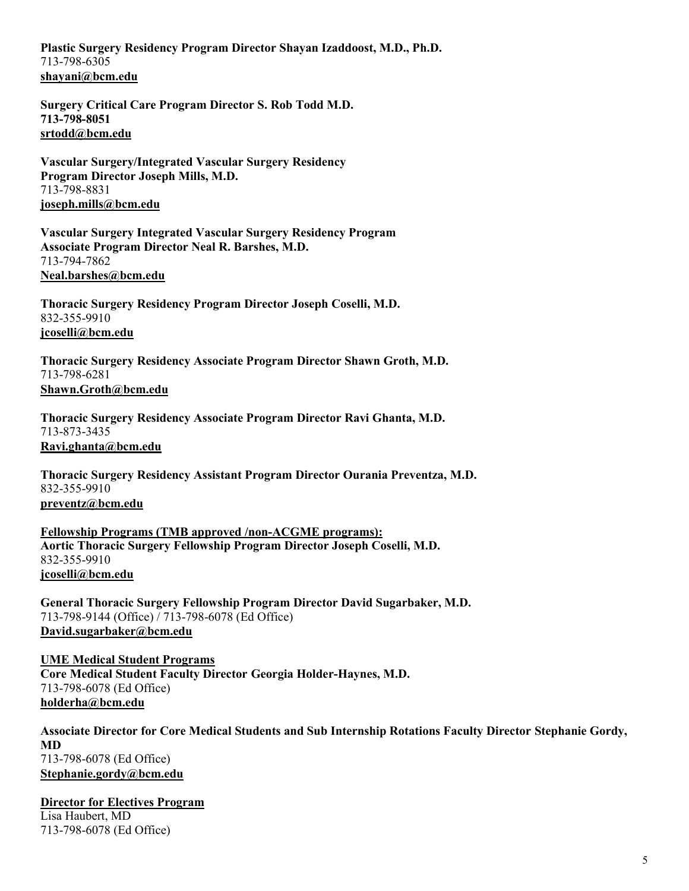**Plastic Surgery Residency Program Director Shayan Izaddoost, M.D., Ph.D.**
713-798-6305
**shayani@bcm.edu**

**Surgery Critical Care Program Director S. Rob Todd M.D.**
**713-798-8051**
**srtodd@bcm.edu**

**Vascular Surgery/Integrated Vascular Surgery Residency**
**Program Director Joseph Mills, M.D.**
713-798-8831
**joseph.mills@bcm.edu**

**Vascular Surgery Integrated Vascular Surgery Residency Program**
**Associate Program Director Neal R. Barshes, M.D.**
713-794-7862
**Neal.barshes@bcm.edu**

**Thoracic Surgery Residency Program Director Joseph Coselli, M.D.**
832-355-9910
**jcoselli@bcm.edu**

**Thoracic Surgery Residency Associate Program Director Shawn Groth, M.D.**
713-798-6281
**Shawn.Groth@bcm.edu**

**Thoracic Surgery Residency Associate Program Director Ravi Ghanta, M.D.**
713-873-3435
**Ravi.ghanta@bcm.edu**

**Thoracic Surgery Residency Assistant Program Director Ourania Preventza, M.D.**
832-355-9910
**preventz@bcm.edu**

**Fellowship Programs (TMB approved /non-ACGME programs):**
**Aortic Thoracic Surgery Fellowship Program Director Joseph Coselli, M.D.**
832-355-9910
**jcoselli@bcm.edu**

**General Thoracic Surgery Fellowship Program Director David Sugarbaker, M.D.**
713-798-9144 (Office) / 713-798-6078 (Ed Office)
**David.sugarbaker@bcm.edu**

**UME Medical Student Programs**
**Core Medical Student Faculty Director Georgia Holder-Haynes, M.D.**
713-798-6078 (Ed Office)
**holderha@bcm.edu**

**Associate Director for Core Medical Students and Sub Internship Rotations Faculty Director Stephanie Gordy, MD**
713-798-6078 (Ed Office)
**Stephanie.gordy@bcm.edu**

**Director for Electives Program**
Lisa Haubert, MD
713-798-6078 (Ed Office)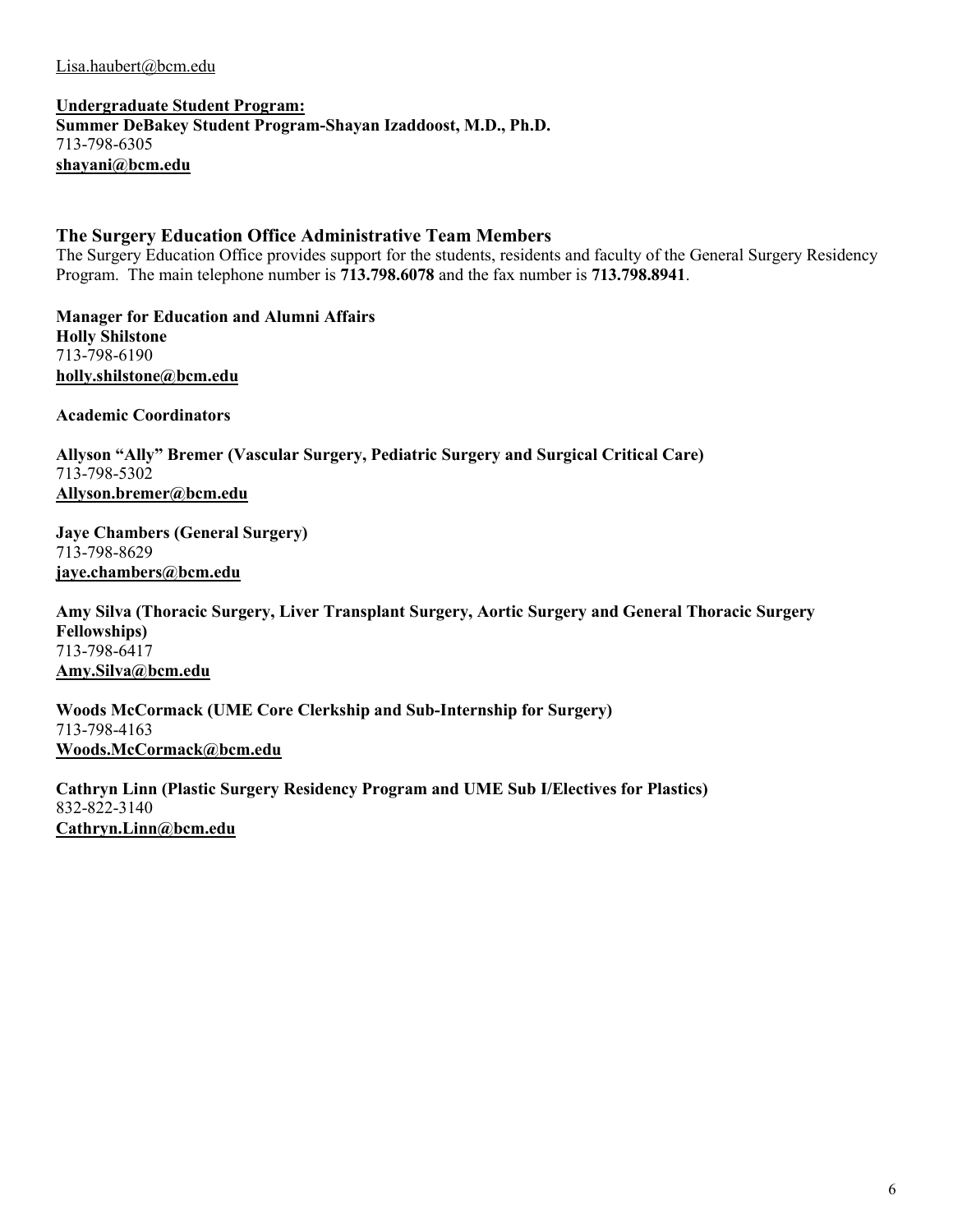Lisa.haubert@bcm.edu

**Undergraduate Student Program:**
**Summer DeBakey Student Program-Shayan Izaddoost, M.D., Ph.D.**
713-798-6305
**shayani@bcm.edu**

## The Surgery Education Office Administrative Team Members

The Surgery Education Office provides support for the students, residents and faculty of the General Surgery Residency Program. The main telephone number is **713.798.6078** and the fax number is **713.798.8941**.

**Manager for Education and Alumni Affairs**
**Holly Shilstone**
713-798-6190
**holly.shilstone@bcm.edu**

**Academic Coordinators**

**Allyson "Ally" Bremer (Vascular Surgery, Pediatric Surgery and Surgical Critical Care)**
713-798-5302
**Allyson.bremer@bcm.edu**

**Jaye Chambers (General Surgery)**
713-798-8629
**jaye.chambers@bcm.edu**

**Amy Silva (Thoracic Surgery, Liver Transplant Surgery, Aortic Surgery and General Thoracic Surgery Fellowships)**
713-798-6417
**Amy.Silva@bcm.edu**

**Woods McCormack (UME Core Clerkship and Sub-Internship for Surgery)**
713-798-4163
**Woods.McCormack@bcm.edu**

**Cathryn Linn (Plastic Surgery Residency Program and UME Sub I/Electives for Plastics)**
832-822-3140
**Cathryn.Linn@bcm.edu**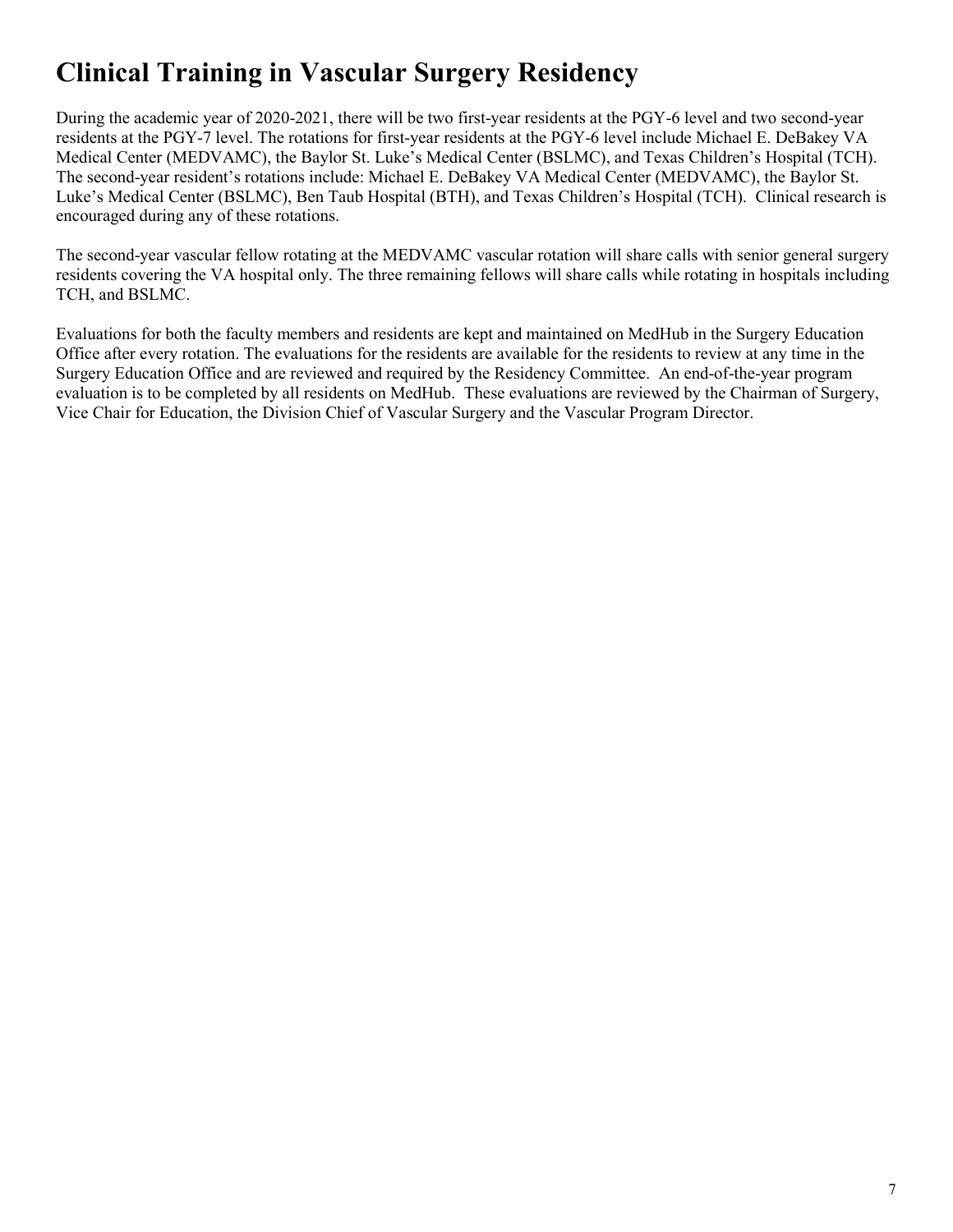# Clinical Training in Vascular Surgery Residency

During the academic year of 2020-2021, there will be two first-year residents at the PGY-6 level and two second-year residents at the PGY-7 level. The rotations for first-year residents at the PGY-6 level include Michael E. DeBakey VA Medical Center (MEDVAMC), the Baylor St. Luke's Medical Center (BSLMC), and Texas Children's Hospital (TCH). The second-year resident's rotations include: Michael E. DeBakey VA Medical Center (MEDVAMC), the Baylor St. Luke's Medical Center (BSLMC), Ben Taub Hospital (BTH), and Texas Children's Hospital (TCH). Clinical research is encouraged during any of these rotations.

The second-year vascular fellow rotating at the MEDVAMC vascular rotation will share calls with senior general surgery residents covering the VA hospital only. The three remaining fellows will share calls while rotating in hospitals including TCH, and BSLMC.

Evaluations for both the faculty members and residents are kept and maintained on MedHub in the Surgery Education Office after every rotation. The evaluations for the residents are available for the residents to review at any time in the Surgery Education Office and are reviewed and required by the Residency Committee. An end-of-the-year program evaluation is to be completed by all residents on MedHub. These evaluations are reviewed by the Chairman of Surgery, Vice Chair for Education, the Division Chief of Vascular Surgery and the Vascular Program Director.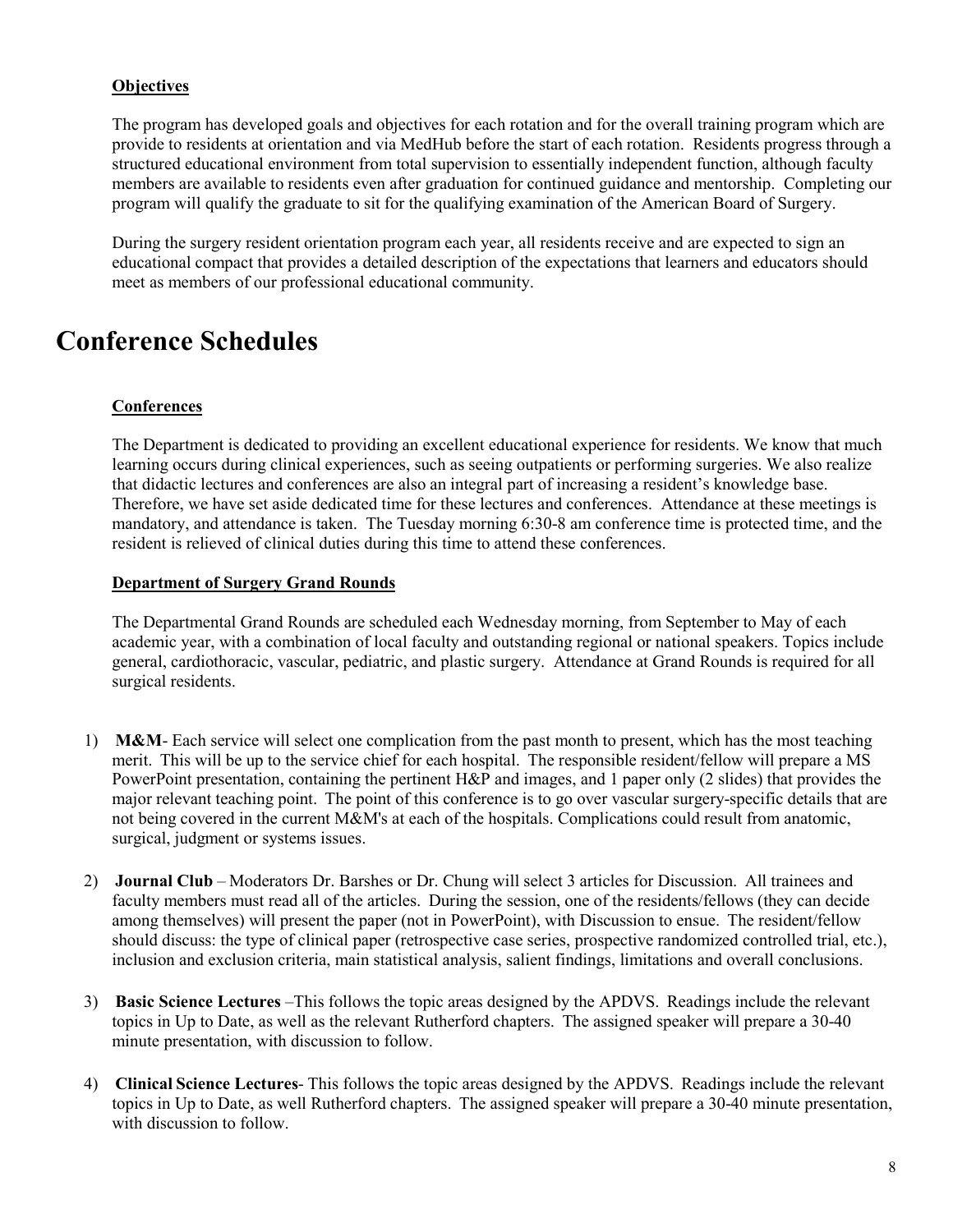### Objectives

The program has developed goals and objectives for each rotation and for the overall training program which are provide to residents at orientation and via MedHub before the start of each rotation. Residents progress through a structured educational environment from total supervision to essentially independent function, although faculty members are available to residents even after graduation for continued guidance and mentorship. Completing our program will qualify the graduate to sit for the qualifying examination of the American Board of Surgery.

During the surgery resident orientation program each year, all residents receive and are expected to sign an educational compact that provides a detailed description of the expectations that learners and educators should meet as members of our professional educational community.

# Conference Schedules

### Conferences

The Department is dedicated to providing an excellent educational experience for residents. We know that much learning occurs during clinical experiences, such as seeing outpatients or performing surgeries. We also realize that didactic lectures and conferences are also an integral part of increasing a resident's knowledge base. Therefore, we have set aside dedicated time for these lectures and conferences. Attendance at these meetings is mandatory, and attendance is taken. The Tuesday morning 6:30-8 am conference time is protected time, and the resident is relieved of clinical duties during this time to attend these conferences.

### Department of Surgery Grand Rounds

The Departmental Grand Rounds are scheduled each Wednesday morning, from September to May of each academic year, with a combination of local faculty and outstanding regional or national speakers. Topics include general, cardiothoracic, vascular, pediatric, and plastic surgery. Attendance at Grand Rounds is required for all surgical residents.

1) **M&M**- Each service will select one complication from the past month to present, which has the most teaching merit. This will be up to the service chief for each hospital. The responsible resident/fellow will prepare a MS PowerPoint presentation, containing the pertinent H&P and images, and 1 paper only (2 slides) that provides the major relevant teaching point. The point of this conference is to go over vascular surgery-specific details that are not being covered in the current M&M's at each of the hospitals. Complications could result from anatomic, surgical, judgment or systems issues.

2) **Journal Club** – Moderators Dr. Barshes or Dr. Chung will select 3 articles for Discussion. All trainees and faculty members must read all of the articles. During the session, one of the residents/fellows (they can decide among themselves) will present the paper (not in PowerPoint), with Discussion to ensue. The resident/fellow should discuss: the type of clinical paper (retrospective case series, prospective randomized controlled trial, etc.), inclusion and exclusion criteria, main statistical analysis, salient findings, limitations and overall conclusions.

3) **Basic Science Lectures** –This follows the topic areas designed by the APDVS. Readings include the relevant topics in Up to Date, as well as the relevant Rutherford chapters. The assigned speaker will prepare a 30-40 minute presentation, with discussion to follow.

4) **Clinical Science Lectures**- This follows the topic areas designed by the APDVS. Readings include the relevant topics in Up to Date, as well Rutherford chapters. The assigned speaker will prepare a 30-40 minute presentation, with discussion to follow.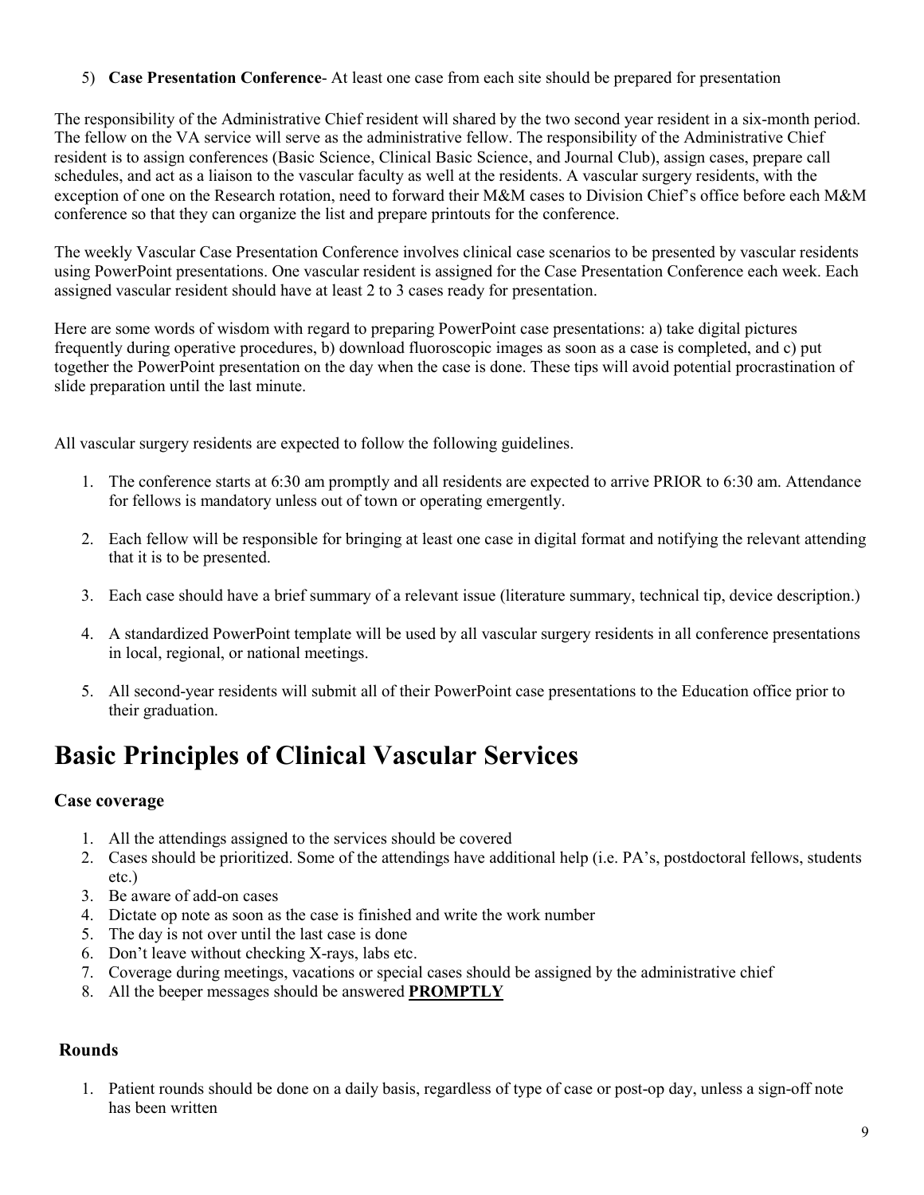5) **Case Presentation Conference**- At least one case from each site should be prepared for presentation

The responsibility of the Administrative Chief resident will shared by the two second year resident in a six-month period. The fellow on the VA service will serve as the administrative fellow. The responsibility of the Administrative Chief resident is to assign conferences (Basic Science, Clinical Basic Science, and Journal Club), assign cases, prepare call schedules, and act as a liaison to the vascular faculty as well at the residents. A vascular surgery residents, with the exception of one on the Research rotation, need to forward their M&M cases to Division Chief's office before each M&M conference so that they can organize the list and prepare printouts for the conference.

The weekly Vascular Case Presentation Conference involves clinical case scenarios to be presented by vascular residents using PowerPoint presentations. One vascular resident is assigned for the Case Presentation Conference each week. Each assigned vascular resident should have at least 2 to 3 cases ready for presentation.

Here are some words of wisdom with regard to preparing PowerPoint case presentations: a) take digital pictures frequently during operative procedures, b) download fluoroscopic images as soon as a case is completed, and c) put together the PowerPoint presentation on the day when the case is done. These tips will avoid potential procrastination of slide preparation until the last minute.

All vascular surgery residents are expected to follow the following guidelines.

1. The conference starts at 6:30 am promptly and all residents are expected to arrive PRIOR to 6:30 am. Attendance for fellows is mandatory unless out of town or operating emergently.
2. Each fellow will be responsible for bringing at least one case in digital format and notifying the relevant attending that it is to be presented.
3. Each case should have a brief summary of a relevant issue (literature summary, technical tip, device description.)
4. A standardized PowerPoint template will be used by all vascular surgery residents in all conference presentations in local, regional, or national meetings.
5. All second-year residents will submit all of their PowerPoint case presentations to the Education office prior to their graduation.

# Basic Principles of Clinical Vascular Services

### Case coverage

1. All the attendings assigned to the services should be covered
2. Cases should be prioritized. Some of the attendings have additional help (i.e. PA's, postdoctoral fellows, students etc.)
3. Be aware of add-on cases
4. Dictate op note as soon as the case is finished and write the work number
5. The day is not over until the last case is done
6. Don't leave without checking X-rays, labs etc.
7. Coverage during meetings, vacations or special cases should be assigned by the administrative chief
8. All the beeper messages should be answered **PROMPTLY**

### Rounds

1. Patient rounds should be done on a daily basis, regardless of type of case or post-op day, unless a sign-off note has been written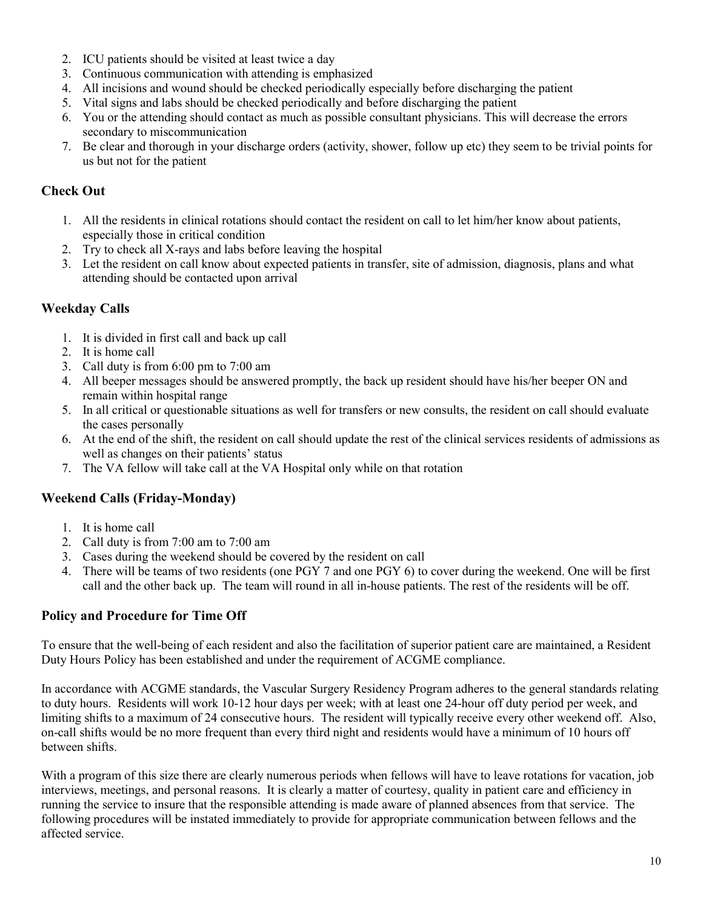2. ICU patients should be visited at least twice a day
3. Continuous communication with attending is emphasized
4. All incisions and wound should be checked periodically especially before discharging the patient
5. Vital signs and labs should be checked periodically and before discharging the patient
6. You or the attending should contact as much as possible consultant physicians. This will decrease the errors secondary to miscommunication
7. Be clear and thorough in your discharge orders (activity, shower, follow up etc) they seem to be trivial points for us but not for the patient

### Check Out

1. All the residents in clinical rotations should contact the resident on call to let him/her know about patients, especially those in critical condition
2. Try to check all X-rays and labs before leaving the hospital
3. Let the resident on call know about expected patients in transfer, site of admission, diagnosis, plans and what attending should be contacted upon arrival

### Weekday Calls

1. It is divided in first call and back up call
2. It is home call
3. Call duty is from 6:00 pm to 7:00 am
4. All beeper messages should be answered promptly, the back up resident should have his/her beeper ON and remain within hospital range
5. In all critical or questionable situations as well for transfers or new consults, the resident on call should evaluate the cases personally
6. At the end of the shift, the resident on call should update the rest of the clinical services residents of admissions as well as changes on their patients' status
7. The VA fellow will take call at the VA Hospital only while on that rotation

### Weekend Calls (Friday-Monday)

1. It is home call
2. Call duty is from 7:00 am to 7:00 am
3. Cases during the weekend should be covered by the resident on call
4. There will be teams of two residents (one PGY 7 and one PGY 6) to cover during the weekend. One will be first call and the other back up. The team will round in all in-house patients. The rest of the residents will be off.

### Policy and Procedure for Time Off

To ensure that the well-being of each resident and also the facilitation of superior patient care are maintained, a Resident Duty Hours Policy has been established and under the requirement of ACGME compliance.

In accordance with ACGME standards, the Vascular Surgery Residency Program adheres to the general standards relating to duty hours. Residents will work 10-12 hour days per week; with at least one 24-hour off duty period per week, and limiting shifts to a maximum of 24 consecutive hours. The resident will typically receive every other weekend off. Also, on-call shifts would be no more frequent than every third night and residents would have a minimum of 10 hours off between shifts.

With a program of this size there are clearly numerous periods when fellows will have to leave rotations for vacation, job interviews, meetings, and personal reasons. It is clearly a matter of courtesy, quality in patient care and efficiency in running the service to insure that the responsible attending is made aware of planned absences from that service. The following procedures will be instated immediately to provide for appropriate communication between fellows and the affected service.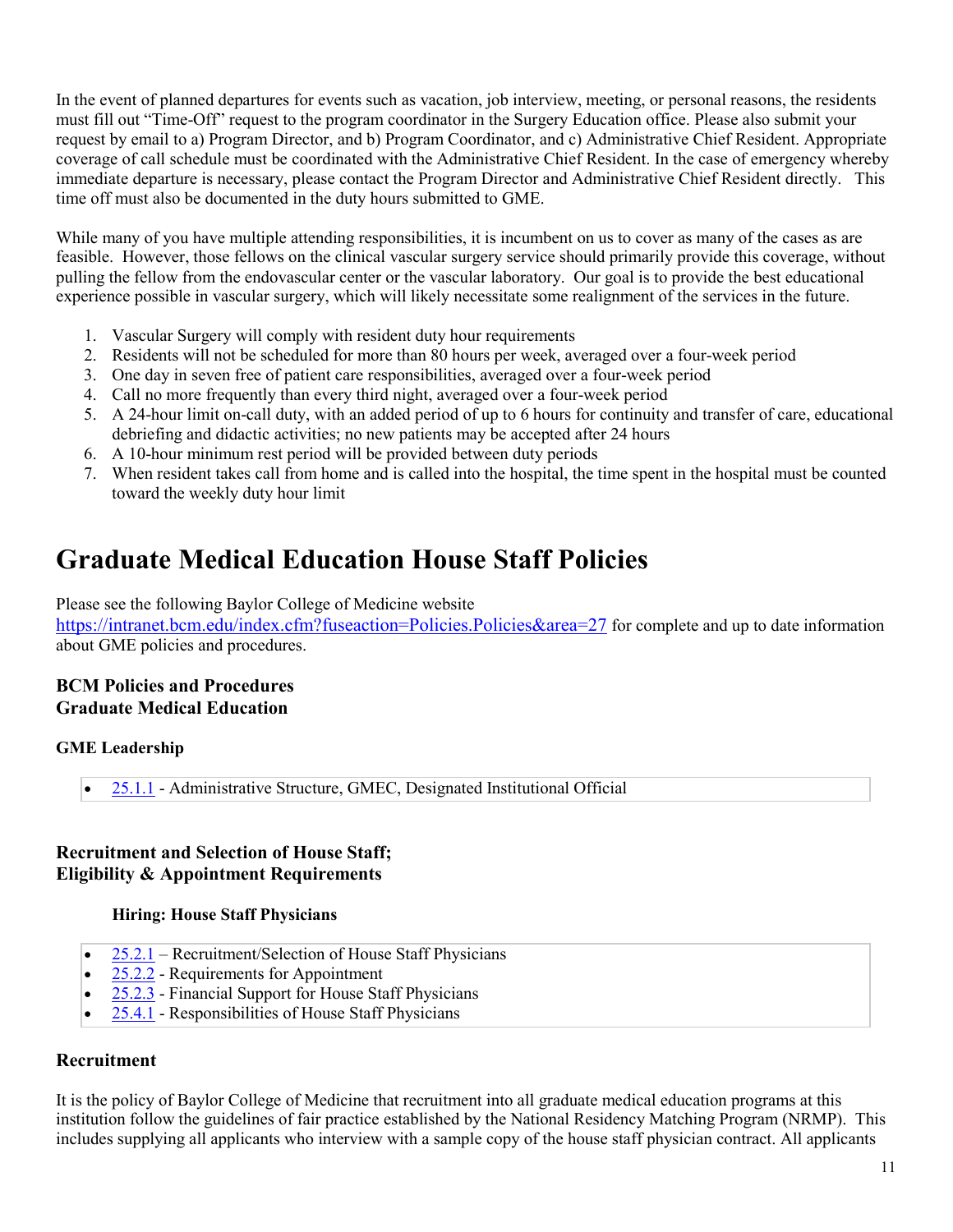In the event of planned departures for events such as vacation, job interview, meeting, or personal reasons, the residents must fill out "Time-Off" request to the program coordinator in the Surgery Education office. Please also submit your request by email to a) Program Director, and b) Program Coordinator, and c) Administrative Chief Resident. Appropriate coverage of call schedule must be coordinated with the Administrative Chief Resident. In the case of emergency whereby immediate departure is necessary, please contact the Program Director and Administrative Chief Resident directly. This time off must also be documented in the duty hours submitted to GME.

While many of you have multiple attending responsibilities, it is incumbent on us to cover as many of the cases as are feasible. However, those fellows on the clinical vascular surgery service should primarily provide this coverage, without pulling the fellow from the endovascular center or the vascular laboratory. Our goal is to provide the best educational experience possible in vascular surgery, which will likely necessitate some realignment of the services in the future.

1. Vascular Surgery will comply with resident duty hour requirements
2. Residents will not be scheduled for more than 80 hours per week, averaged over a four-week period
3. One day in seven free of patient care responsibilities, averaged over a four-week period
4. Call no more frequently than every third night, averaged over a four-week period
5. A 24-hour limit on-call duty, with an added period of up to 6 hours for continuity and transfer of care, educational debriefing and didactic activities; no new patients may be accepted after 24 hours
6. A 10-hour minimum rest period will be provided between duty periods
7. When resident takes call from home and is called into the hospital, the time spent in the hospital must be counted toward the weekly duty hour limit

# Graduate Medical Education House Staff Policies

Please see the following Baylor College of Medicine website https://intranet.bcm.edu/index.cfm?fuseaction=Policies.Policies&area=27 for complete and up to date information about GME policies and procedures.

**BCM Policies and Procedures**
**Graduate Medical Education**

**GME Leadership**

- 25.1.1 - Administrative Structure, GMEC, Designated Institutional Official

**Recruitment and Selection of House Staff;**
**Eligibility & Appointment Requirements**

**Hiring: House Staff Physicians**

- 25.2.1 – Recruitment/Selection of House Staff Physicians
- 25.2.2 - Requirements for Appointment
- 25.2.3 - Financial Support for House Staff Physicians
- 25.4.1 - Responsibilities of House Staff Physicians

## Recruitment

It is the policy of Baylor College of Medicine that recruitment into all graduate medical education programs at this institution follow the guidelines of fair practice established by the National Residency Matching Program (NRMP). This includes supplying all applicants who interview with a sample copy of the house staff physician contract. All applicants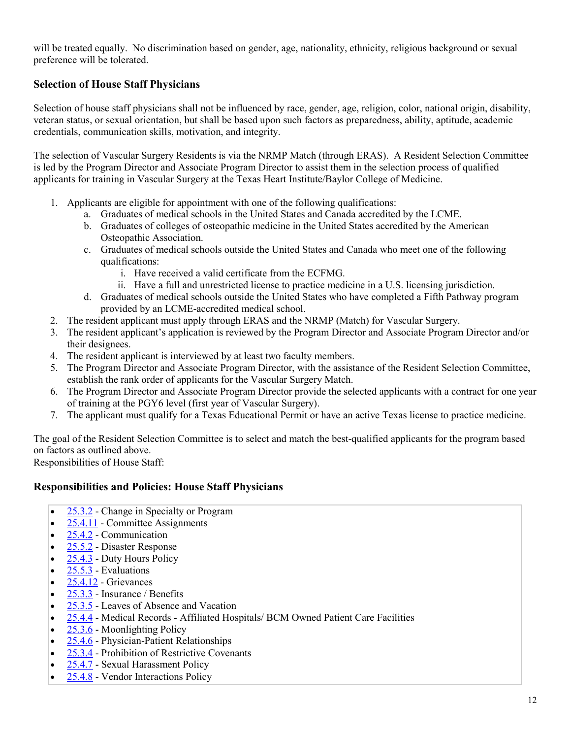will be treated equally. No discrimination based on gender, age, nationality, ethnicity, religious background or sexual preference will be tolerated.

### Selection of House Staff Physicians

Selection of house staff physicians shall not be influenced by race, gender, age, religion, color, national origin, disability, veteran status, or sexual orientation, but shall be based upon such factors as preparedness, ability, aptitude, academic credentials, communication skills, motivation, and integrity.

The selection of Vascular Surgery Residents is via the NRMP Match (through ERAS). A Resident Selection Committee is led by the Program Director and Associate Program Director to assist them in the selection process of qualified applicants for training in Vascular Surgery at the Texas Heart Institute/Baylor College of Medicine.

1. Applicants are eligible for appointment with one of the following qualifications:
   a. Graduates of medical schools in the United States and Canada accredited by the LCME.
   b. Graduates of colleges of osteopathic medicine in the United States accredited by the American Osteopathic Association.
   c. Graduates of medical schools outside the United States and Canada who meet one of the following qualifications:
      i. Have received a valid certificate from the ECFMG.
      ii. Have a full and unrestricted license to practice medicine in a U.S. licensing jurisdiction.
   d. Graduates of medical schools outside the United States who have completed a Fifth Pathway program provided by an LCME-accredited medical school.
2. The resident applicant must apply through ERAS and the NRMP (Match) for Vascular Surgery.
3. The resident applicant's application is reviewed by the Program Director and Associate Program Director and/or their designees.
4. The resident applicant is interviewed by at least two faculty members.
5. The Program Director and Associate Program Director, with the assistance of the Resident Selection Committee, establish the rank order of applicants for the Vascular Surgery Match.
6. The Program Director and Associate Program Director provide the selected applicants with a contract for one year of training at the PGY6 level (first year of Vascular Surgery).
7. The applicant must qualify for a Texas Educational Permit or have an active Texas license to practice medicine.

The goal of the Resident Selection Committee is to select and match the best-qualified applicants for the program based on factors as outlined above.
Responsibilities of House Staff:

### Responsibilities and Policies: House Staff Physicians

- 25.3.2 - Change in Specialty or Program
- 25.4.11 - Committee Assignments
- 25.4.2 - Communication
- 25.5.2 - Disaster Response
- 25.4.3 - Duty Hours Policy
- 25.5.3 - Evaluations
- 25.4.12 - Grievances
- 25.3.3 - Insurance / Benefits
- 25.3.5 - Leaves of Absence and Vacation
- 25.4.4 - Medical Records - Affiliated Hospitals/ BCM Owned Patient Care Facilities
- 25.3.6 - Moonlighting Policy
- 25.4.6 - Physician-Patient Relationships
- 25.3.4 - Prohibition of Restrictive Covenants
- 25.4.7 - Sexual Harassment Policy
- 25.4.8 - Vendor Interactions Policy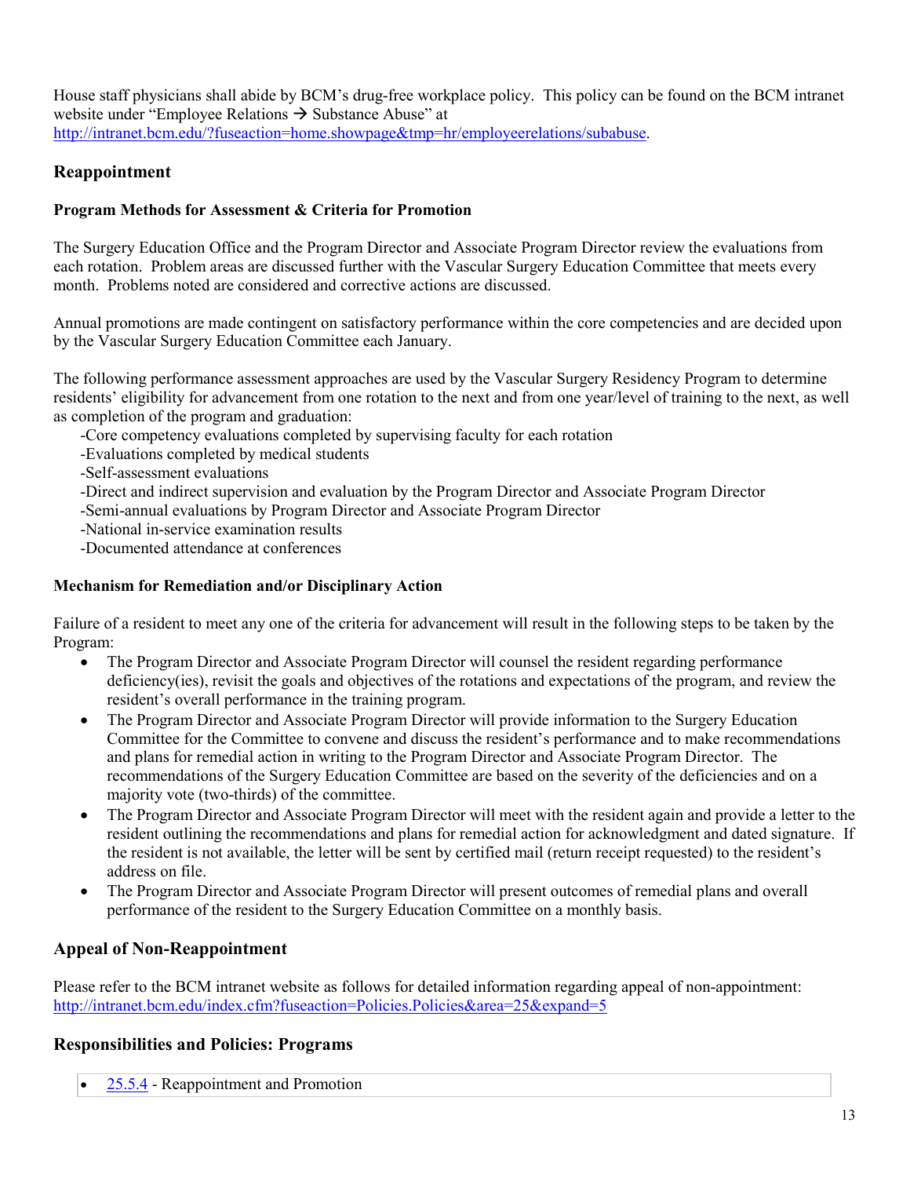House staff physicians shall abide by BCM's drug-free workplace policy. This policy can be found on the BCM intranet website under "Employee Relations → Substance Abuse" at http://intranet.bcm.edu/?fuseaction=home.showpage&tmp=hr/employeerelations/subabuse.

## Reappointment

### Program Methods for Assessment & Criteria for Promotion

The Surgery Education Office and the Program Director and Associate Program Director review the evaluations from each rotation. Problem areas are discussed further with the Vascular Surgery Education Committee that meets every month. Problems noted are considered and corrective actions are discussed.

Annual promotions are made contingent on satisfactory performance within the core competencies and are decided upon by the Vascular Surgery Education Committee each January.

The following performance assessment approaches are used by the Vascular Surgery Residency Program to determine residents' eligibility for advancement from one rotation to the next and from one year/level of training to the next, as well as completion of the program and graduation:

-Core competency evaluations completed by supervising faculty for each rotation
-Evaluations completed by medical students
-Self-assessment evaluations
-Direct and indirect supervision and evaluation by the Program Director and Associate Program Director
-Semi-annual evaluations by Program Director and Associate Program Director
-National in-service examination results
-Documented attendance at conferences

### Mechanism for Remediation and/or Disciplinary Action

Failure of a resident to meet any one of the criteria for advancement will result in the following steps to be taken by the Program:

- The Program Director and Associate Program Director will counsel the resident regarding performance deficiency(ies), revisit the goals and objectives of the rotations and expectations of the program, and review the resident's overall performance in the training program.
- The Program Director and Associate Program Director will provide information to the Surgery Education Committee for the Committee to convene and discuss the resident's performance and to make recommendations and plans for remedial action in writing to the Program Director and Associate Program Director. The recommendations of the Surgery Education Committee are based on the severity of the deficiencies and on a majority vote (two-thirds) of the committee.
- The Program Director and Associate Program Director will meet with the resident again and provide a letter to the resident outlining the recommendations and plans for remedial action for acknowledgment and dated signature. If the resident is not available, the letter will be sent by certified mail (return receipt requested) to the resident's address on file.
- The Program Director and Associate Program Director will present outcomes of remedial plans and overall performance of the resident to the Surgery Education Committee on a monthly basis.

## Appeal of Non-Reappointment

Please refer to the BCM intranet website as follows for detailed information regarding appeal of non-appointment: http://intranet.bcm.edu/index.cfm?fuseaction=Policies.Policies&area=25&expand=5

## Responsibilities and Policies: Programs

- 25.5.4 - Reappointment and Promotion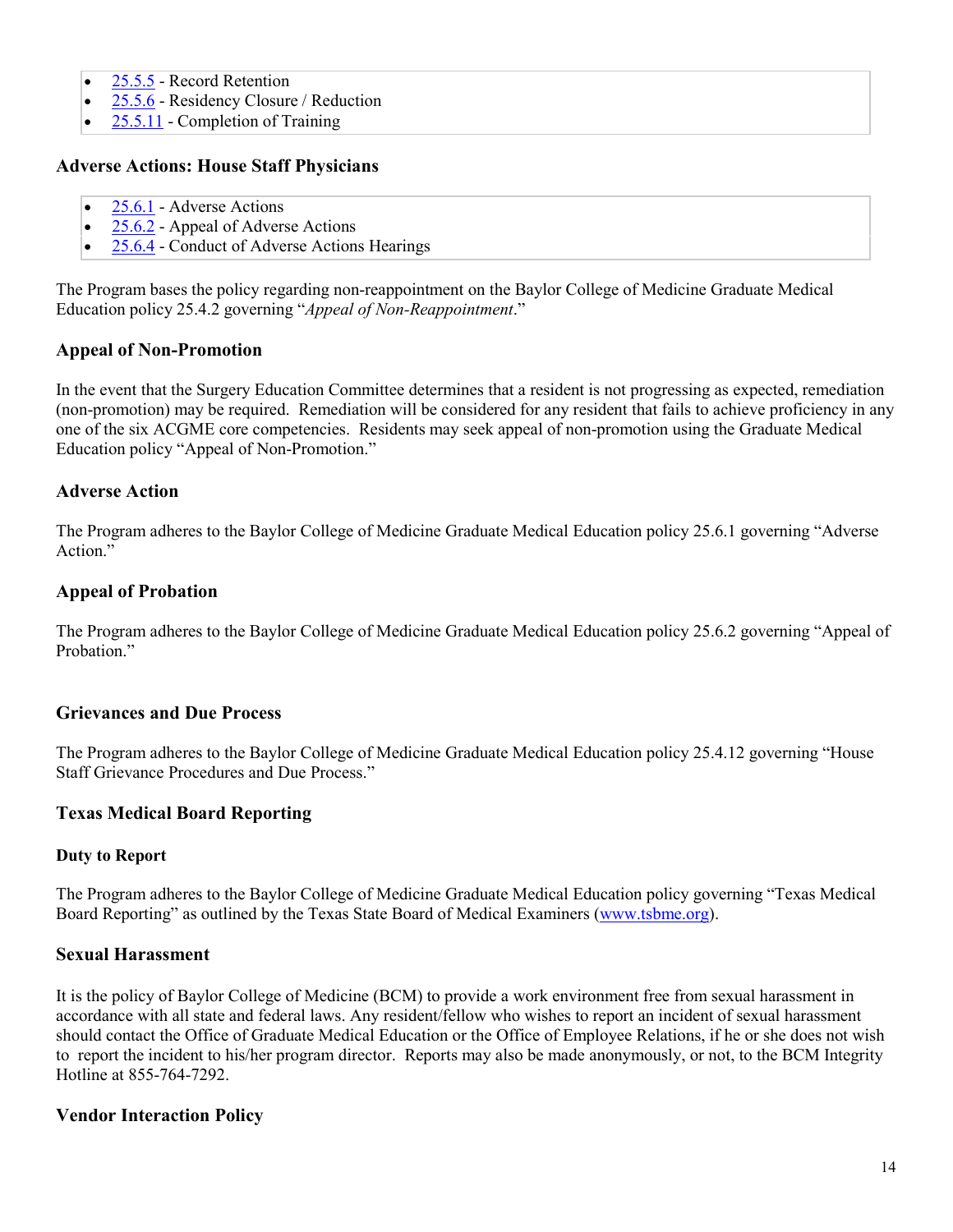- [25.5.5](#) - Record Retention
- [25.5.6](#) - Residency Closure / Reduction
- [25.5.11](#) - Completion of Training

### Adverse Actions: House Staff Physicians

- [25.6.1](#) - Adverse Actions
- [25.6.2](#) - Appeal of Adverse Actions
- [25.6.4](#) - Conduct of Adverse Actions Hearings

The Program bases the policy regarding non-reappointment on the Baylor College of Medicine Graduate Medical Education policy 25.4.2 governing "*Appeal of Non-Reappointment*."

### Appeal of Non-Promotion

In the event that the Surgery Education Committee determines that a resident is not progressing as expected, remediation (non-promotion) may be required. Remediation will be considered for any resident that fails to achieve proficiency in any one of the six ACGME core competencies. Residents may seek appeal of non-promotion using the Graduate Medical Education policy "Appeal of Non-Promotion."

### Adverse Action

The Program adheres to the Baylor College of Medicine Graduate Medical Education policy 25.6.1 governing "Adverse Action."

### Appeal of Probation

The Program adheres to the Baylor College of Medicine Graduate Medical Education policy 25.6.2 governing "Appeal of Probation."

### Grievances and Due Process

The Program adheres to the Baylor College of Medicine Graduate Medical Education policy 25.4.12 governing "House Staff Grievance Procedures and Due Process."

### Texas Medical Board Reporting

#### Duty to Report

The Program adheres to the Baylor College of Medicine Graduate Medical Education policy governing "Texas Medical Board Reporting" as outlined by the Texas State Board of Medical Examiners ([www.tsbme.org](http://www.tsbme.org)).

### Sexual Harassment

It is the policy of Baylor College of Medicine (BCM) to provide a work environment free from sexual harassment in accordance with all state and federal laws. Any resident/fellow who wishes to report an incident of sexual harassment should contact the Office of Graduate Medical Education or the Office of Employee Relations, if he or she does not wish to report the incident to his/her program director. Reports may also be made anonymously, or not, to the BCM Integrity Hotline at 855-764-7292.

### Vendor Interaction Policy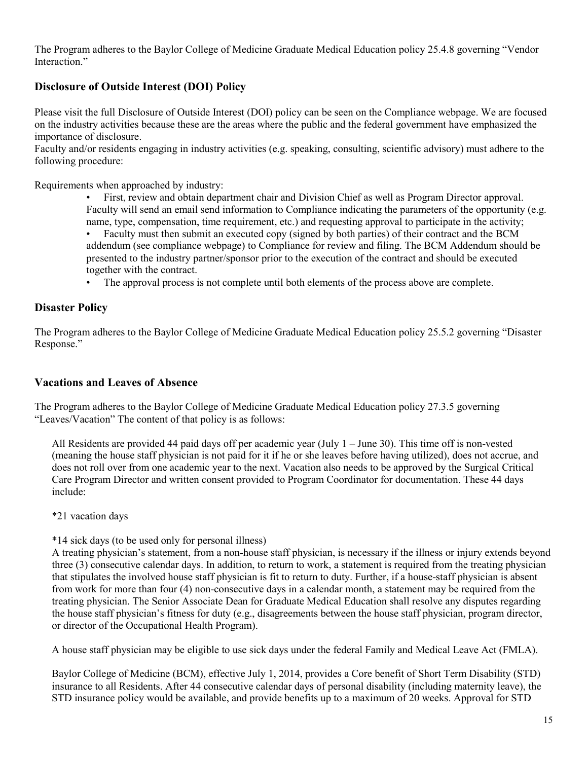The Program adheres to the Baylor College of Medicine Graduate Medical Education policy 25.4.8 governing "Vendor Interaction."

## Disclosure of Outside Interest (DOI) Policy

Please visit the full Disclosure of Outside Interest (DOI) policy can be seen on the Compliance webpage. We are focused on the industry activities because these are the areas where the public and the federal government have emphasized the importance of disclosure.
Faculty and/or residents engaging in industry activities (e.g. speaking, consulting, scientific advisory) must adhere to the following procedure:

Requirements when approached by industry:

- First, review and obtain department chair and Division Chief as well as Program Director approval. Faculty will send an email send information to Compliance indicating the parameters of the opportunity (e.g. name, type, compensation, time requirement, etc.) and requesting approval to participate in the activity;
- Faculty must then submit an executed copy (signed by both parties) of their contract and the BCM addendum (see compliance webpage) to Compliance for review and filing. The BCM Addendum should be presented to the industry partner/sponsor prior to the execution of the contract and should be executed together with the contract.
- The approval process is not complete until both elements of the process above are complete.

## Disaster Policy

The Program adheres to the Baylor College of Medicine Graduate Medical Education policy 25.5.2 governing "Disaster Response."

## Vacations and Leaves of Absence

The Program adheres to the Baylor College of Medicine Graduate Medical Education policy 27.3.5 governing "Leaves/Vacation" The content of that policy is as follows:

> All Residents are provided 44 paid days off per academic year (July 1 – June 30). This time off is non-vested (meaning the house staff physician is not paid for it if he or she leaves before having utilized), does not accrue, and does not roll over from one academic year to the next. Vacation also needs to be approved by the Surgical Critical Care Program Director and written consent provided to Program Coordinator for documentation. These 44 days include:
>
> *21 vacation days
>
> *14 sick days (to be used only for personal illness)
> A treating physician's statement, from a non-house staff physician, is necessary if the illness or injury extends beyond three (3) consecutive calendar days. In addition, to return to work, a statement is required from the treating physician that stipulates the involved house staff physician is fit to return to duty. Further, if a house-staff physician is absent from work for more than four (4) non-consecutive days in a calendar month, a statement may be required from the treating physician. The Senior Associate Dean for Graduate Medical Education shall resolve any disputes regarding the house staff physician's fitness for duty (e.g., disagreements between the house staff physician, program director, or director of the Occupational Health Program).
>
> A house staff physician may be eligible to use sick days under the federal Family and Medical Leave Act (FMLA).
>
> Baylor College of Medicine (BCM), effective July 1, 2014, provides a Core benefit of Short Term Disability (STD) insurance to all Residents. After 44 consecutive calendar days of personal disability (including maternity leave), the STD insurance policy would be available, and provide benefits up to a maximum of 20 weeks. Approval for STD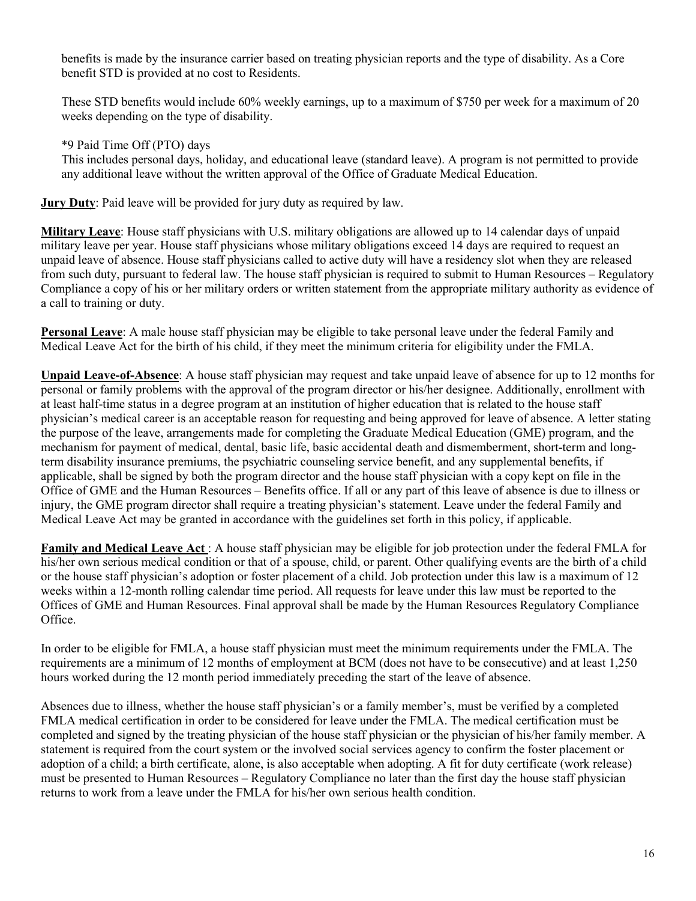benefits is made by the insurance carrier based on treating physician reports and the type of disability. As a Core benefit STD is provided at no cost to Residents.

These STD benefits would include 60% weekly earnings, up to a maximum of $750 per week for a maximum of 20 weeks depending on the type of disability.

*9 Paid Time Off (PTO) days
This includes personal days, holiday, and educational leave (standard leave). A program is not permitted to provide any additional leave without the written approval of the Office of Graduate Medical Education.

**Jury Duty**: Paid leave will be provided for jury duty as required by law.

**Military Leave**: House staff physicians with U.S. military obligations are allowed up to 14 calendar days of unpaid military leave per year. House staff physicians whose military obligations exceed 14 days are required to request an unpaid leave of absence. House staff physicians called to active duty will have a residency slot when they are released from such duty, pursuant to federal law. The house staff physician is required to submit to Human Resources – Regulatory Compliance a copy of his or her military orders or written statement from the appropriate military authority as evidence of a call to training or duty.

**Personal Leave**: A male house staff physician may be eligible to take personal leave under the federal Family and Medical Leave Act for the birth of his child, if they meet the minimum criteria for eligibility under the FMLA.

**Unpaid Leave-of-Absence**: A house staff physician may request and take unpaid leave of absence for up to 12 months for personal or family problems with the approval of the program director or his/her designee. Additionally, enrollment with at least half-time status in a degree program at an institution of higher education that is related to the house staff physician's medical career is an acceptable reason for requesting and being approved for leave of absence. A letter stating the purpose of the leave, arrangements made for completing the Graduate Medical Education (GME) program, and the mechanism for payment of medical, dental, basic life, basic accidental death and dismemberment, short-term and long-term disability insurance premiums, the psychiatric counseling service benefit, and any supplemental benefits, if applicable, shall be signed by both the program director and the house staff physician with a copy kept on file in the Office of GME and the Human Resources – Benefits office. If all or any part of this leave of absence is due to illness or injury, the GME program director shall require a treating physician's statement. Leave under the federal Family and Medical Leave Act may be granted in accordance with the guidelines set forth in this policy, if applicable.

**Family and Medical Leave Act** : A house staff physician may be eligible for job protection under the federal FMLA for his/her own serious medical condition or that of a spouse, child, or parent. Other qualifying events are the birth of a child or the house staff physician's adoption or foster placement of a child. Job protection under this law is a maximum of 12 weeks within a 12-month rolling calendar time period. All requests for leave under this law must be reported to the Offices of GME and Human Resources. Final approval shall be made by the Human Resources Regulatory Compliance Office.

In order to be eligible for FMLA, a house staff physician must meet the minimum requirements under the FMLA. The requirements are a minimum of 12 months of employment at BCM (does not have to be consecutive) and at least 1,250 hours worked during the 12 month period immediately preceding the start of the leave of absence.

Absences due to illness, whether the house staff physician's or a family member's, must be verified by a completed FMLA medical certification in order to be considered for leave under the FMLA. The medical certification must be completed and signed by the treating physician of the house staff physician or the physician of his/her family member. A statement is required from the court system or the involved social services agency to confirm the foster placement or adoption of a child; a birth certificate, alone, is also acceptable when adopting. A fit for duty certificate (work release) must be presented to Human Resources – Regulatory Compliance no later than the first day the house staff physician returns to work from a leave under the FMLA for his/her own serious health condition.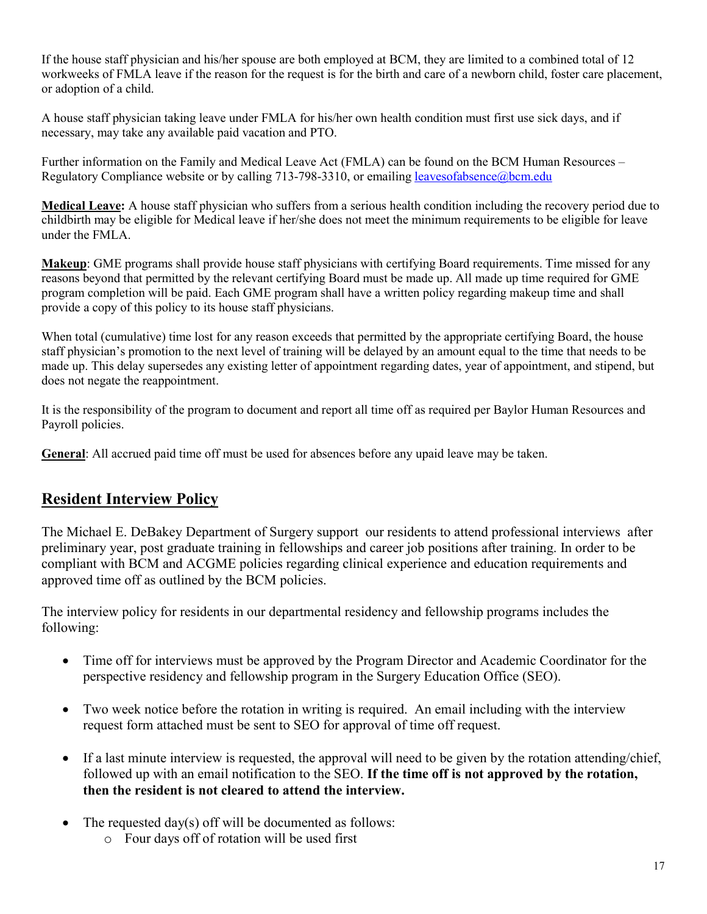If the house staff physician and his/her spouse are both employed at BCM, they are limited to a combined total of 12 workweeks of FMLA leave if the reason for the request is for the birth and care of a newborn child, foster care placement, or adoption of a child.

A house staff physician taking leave under FMLA for his/her own health condition must first use sick days, and if necessary, may take any available paid vacation and PTO.

Further information on the Family and Medical Leave Act (FMLA) can be found on the BCM Human Resources – Regulatory Compliance website or by calling 713-798-3310, or emailing [leavesofabsence@bcm.edu](mailto:leavesofabsence@bcm.edu)

**Medical Leave:** A house staff physician who suffers from a serious health condition including the recovery period due to childbirth may be eligible for Medical leave if her/she does not meet the minimum requirements to be eligible for leave under the FMLA.

**Makeup**: GME programs shall provide house staff physicians with certifying Board requirements. Time missed for any reasons beyond that permitted by the relevant certifying Board must be made up. All made up time required for GME program completion will be paid. Each GME program shall have a written policy regarding makeup time and shall provide a copy of this policy to its house staff physicians.

When total (cumulative) time lost for any reason exceeds that permitted by the appropriate certifying Board, the house staff physician's promotion to the next level of training will be delayed by an amount equal to the time that needs to be made up. This delay supersedes any existing letter of appointment regarding dates, year of appointment, and stipend, but does not negate the reappointment.

It is the responsibility of the program to document and report all time off as required per Baylor Human Resources and Payroll policies.

**General**: All accrued paid time off must be used for absences before any upaid leave may be taken.

## Resident Interview Policy

The Michael E. DeBakey Department of Surgery support our residents to attend professional interviews after preliminary year, post graduate training in fellowships and career job positions after training. In order to be compliant with BCM and ACGME policies regarding clinical experience and education requirements and approved time off as outlined by the BCM policies.

The interview policy for residents in our departmental residency and fellowship programs includes the following:

- Time off for interviews must be approved by the Program Director and Academic Coordinator for the perspective residency and fellowship program in the Surgery Education Office (SEO).
- Two week notice before the rotation in writing is required. An email including with the interview request form attached must be sent to SEO for approval of time off request.
- If a last minute interview is requested, the approval will need to be given by the rotation attending/chief, followed up with an email notification to the SEO. **If the time off is not approved by the rotation, then the resident is not cleared to attend the interview.**
- The requested day(s) off will be documented as follows:
  - Four days off of rotation will be used first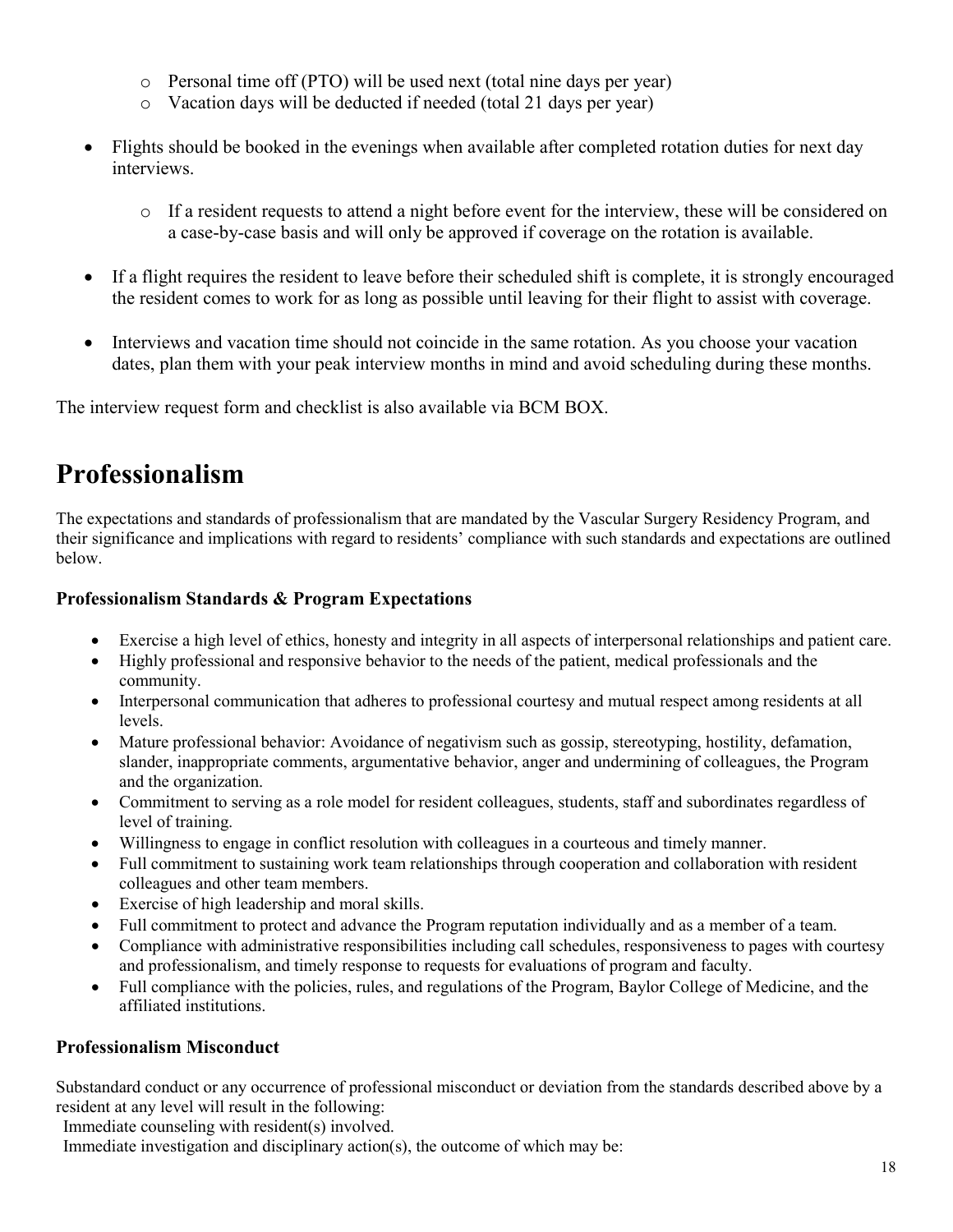- Personal time off (PTO) will be used next (total nine days per year)
- Vacation days will be deducted if needed (total 21 days per year)

- Flights should be booked in the evenings when available after completed rotation duties for next day interviews.
  - If a resident requests to attend a night before event for the interview, these will be considered on a case-by-case basis and will only be approved if coverage on the rotation is available.
- If a flight requires the resident to leave before their scheduled shift is complete, it is strongly encouraged the resident comes to work for as long as possible until leaving for their flight to assist with coverage.
- Interviews and vacation time should not coincide in the same rotation. As you choose your vacation dates, plan them with your peak interview months in mind and avoid scheduling during these months.

The interview request form and checklist is also available via BCM BOX.

# Professionalism

The expectations and standards of professionalism that are mandated by the Vascular Surgery Residency Program, and their significance and implications with regard to residents' compliance with such standards and expectations are outlined below.

### Professionalism Standards & Program Expectations

- Exercise a high level of ethics, honesty and integrity in all aspects of interpersonal relationships and patient care.
- Highly professional and responsive behavior to the needs of the patient, medical professionals and the community.
- Interpersonal communication that adheres to professional courtesy and mutual respect among residents at all levels.
- Mature professional behavior: Avoidance of negativism such as gossip, stereotyping, hostility, defamation, slander, inappropriate comments, argumentative behavior, anger and undermining of colleagues, the Program and the organization.
- Commitment to serving as a role model for resident colleagues, students, staff and subordinates regardless of level of training.
- Willingness to engage in conflict resolution with colleagues in a courteous and timely manner.
- Full commitment to sustaining work team relationships through cooperation and collaboration with resident colleagues and other team members.
- Exercise of high leadership and moral skills.
- Full commitment to protect and advance the Program reputation individually and as a member of a team.
- Compliance with administrative responsibilities including call schedules, responsiveness to pages with courtesy and professionalism, and timely response to requests for evaluations of program and faculty.
- Full compliance with the policies, rules, and regulations of the Program, Baylor College of Medicine, and the affiliated institutions.

### Professionalism Misconduct

Substandard conduct or any occurrence of professional misconduct or deviation from the standards described above by a resident at any level will result in the following:

Immediate counseling with resident(s) involved.

Immediate investigation and disciplinary action(s), the outcome of which may be: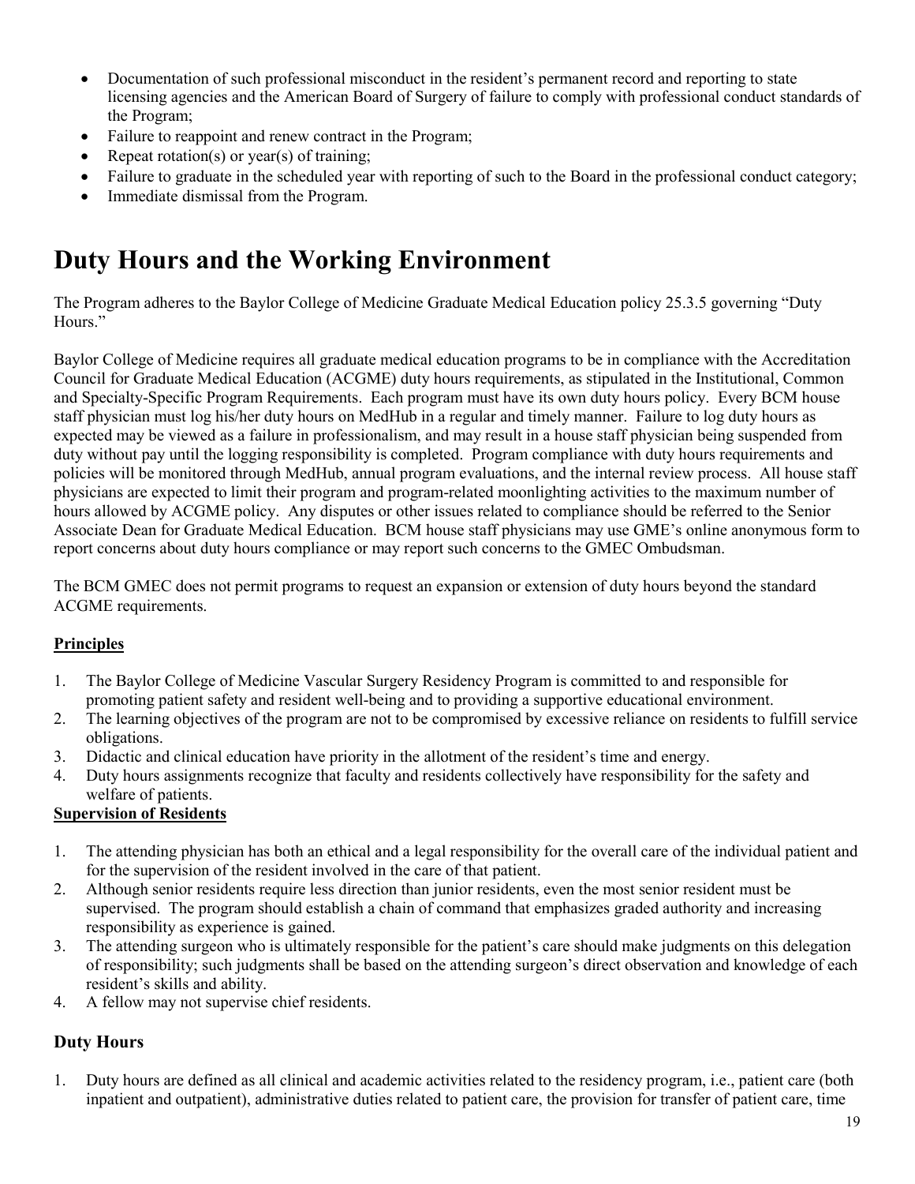- Documentation of such professional misconduct in the resident's permanent record and reporting to state licensing agencies and the American Board of Surgery of failure to comply with professional conduct standards of the Program;
- Failure to reappoint and renew contract in the Program;
- Repeat rotation(s) or year(s) of training;
- Failure to graduate in the scheduled year with reporting of such to the Board in the professional conduct category;
- Immediate dismissal from the Program.

# Duty Hours and the Working Environment

The Program adheres to the Baylor College of Medicine Graduate Medical Education policy 25.3.5 governing "Duty Hours."

Baylor College of Medicine requires all graduate medical education programs to be in compliance with the Accreditation Council for Graduate Medical Education (ACGME) duty hours requirements, as stipulated in the Institutional, Common and Specialty-Specific Program Requirements. Each program must have its own duty hours policy. Every BCM house staff physician must log his/her duty hours on MedHub in a regular and timely manner. Failure to log duty hours as expected may be viewed as a failure in professionalism, and may result in a house staff physician being suspended from duty without pay until the logging responsibility is completed. Program compliance with duty hours requirements and policies will be monitored through MedHub, annual program evaluations, and the internal review process. All house staff physicians are expected to limit their program and program-related moonlighting activities to the maximum number of hours allowed by ACGME policy. Any disputes or other issues related to compliance should be referred to the Senior Associate Dean for Graduate Medical Education. BCM house staff physicians may use GME's online anonymous form to report concerns about duty hours compliance or may report such concerns to the GMEC Ombudsman.

The BCM GMEC does not permit programs to request an expansion or extension of duty hours beyond the standard ACGME requirements.

**Principles**

1. The Baylor College of Medicine Vascular Surgery Residency Program is committed to and responsible for promoting patient safety and resident well-being and to providing a supportive educational environment.
2. The learning objectives of the program are not to be compromised by excessive reliance on residents to fulfill service obligations.
3. Didactic and clinical education have priority in the allotment of the resident's time and energy.
4. Duty hours assignments recognize that faculty and residents collectively have responsibility for the safety and welfare of patients.

**Supervision of Residents**

1. The attending physician has both an ethical and a legal responsibility for the overall care of the individual patient and for the supervision of the resident involved in the care of that patient.
2. Although senior residents require less direction than junior residents, even the most senior resident must be supervised. The program should establish a chain of command that emphasizes graded authority and increasing responsibility as experience is gained.
3. The attending surgeon who is ultimately responsible for the patient's care should make judgments on this delegation of responsibility; such judgments shall be based on the attending surgeon's direct observation and knowledge of each resident's skills and ability.
4. A fellow may not supervise chief residents.

## Duty Hours

1. Duty hours are defined as all clinical and academic activities related to the residency program, i.e., patient care (both inpatient and outpatient), administrative duties related to patient care, the provision for transfer of patient care, time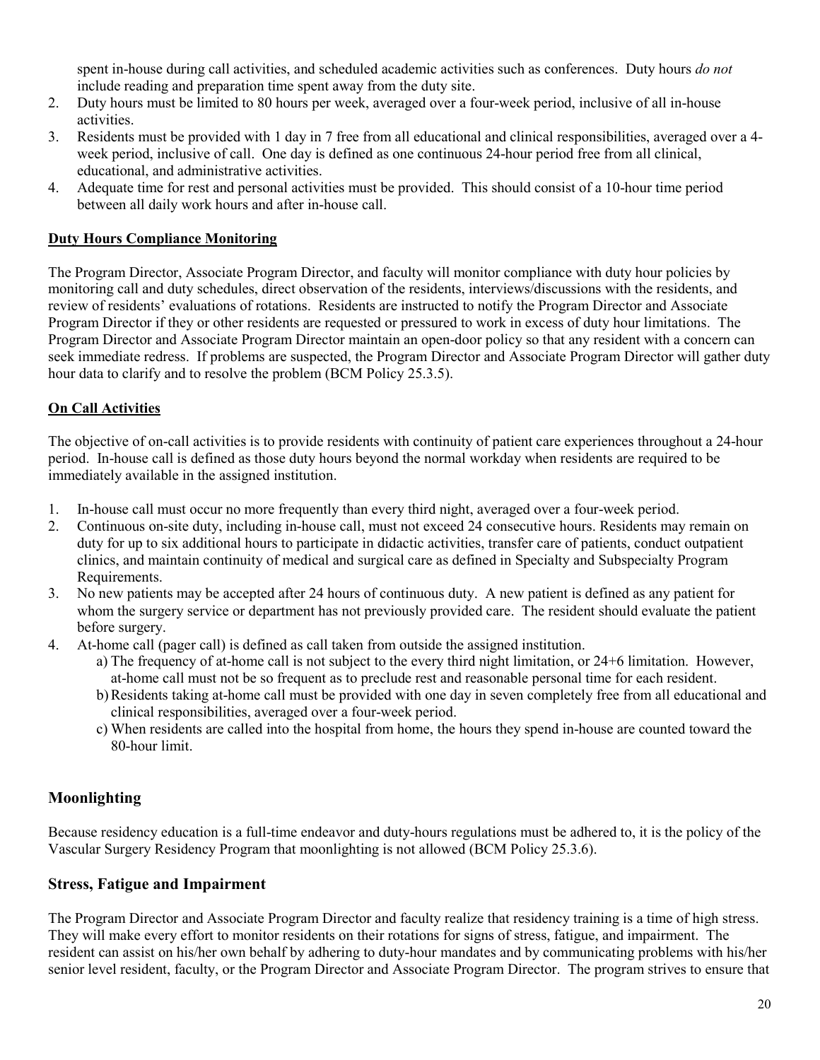spent in-house during call activities, and scheduled academic activities such as conferences. Duty hours *do not* include reading and preparation time spent away from the duty site.

2. Duty hours must be limited to 80 hours per week, averaged over a four-week period, inclusive of all in-house activities.
3. Residents must be provided with 1 day in 7 free from all educational and clinical responsibilities, averaged over a 4-week period, inclusive of call. One day is defined as one continuous 24-hour period free from all clinical, educational, and administrative activities.
4. Adequate time for rest and personal activities must be provided. This should consist of a 10-hour time period between all daily work hours and after in-house call.

**Duty Hours Compliance Monitoring**

The Program Director, Associate Program Director, and faculty will monitor compliance with duty hour policies by monitoring call and duty schedules, direct observation of the residents, interviews/discussions with the residents, and review of residents' evaluations of rotations. Residents are instructed to notify the Program Director and Associate Program Director if they or other residents are requested or pressured to work in excess of duty hour limitations. The Program Director and Associate Program Director maintain an open-door policy so that any resident with a concern can seek immediate redress. If problems are suspected, the Program Director and Associate Program Director will gather duty hour data to clarify and to resolve the problem (BCM Policy 25.3.5).

**On Call Activities**

The objective of on-call activities is to provide residents with continuity of patient care experiences throughout a 24-hour period. In-house call is defined as those duty hours beyond the normal workday when residents are required to be immediately available in the assigned institution.

1. In-house call must occur no more frequently than every third night, averaged over a four-week period.
2. Continuous on-site duty, including in-house call, must not exceed 24 consecutive hours. Residents may remain on duty for up to six additional hours to participate in didactic activities, transfer care of patients, conduct outpatient clinics, and maintain continuity of medical and surgical care as defined in Specialty and Subspecialty Program Requirements.
3. No new patients may be accepted after 24 hours of continuous duty. A new patient is defined as any patient for whom the surgery service or department has not previously provided care. The resident should evaluate the patient before surgery.
4. At-home call (pager call) is defined as call taken from outside the assigned institution.
   a) The frequency of at-home call is not subject to the every third night limitation, or 24+6 limitation. However, at-home call must not be so frequent as to preclude rest and reasonable personal time for each resident.
   b) Residents taking at-home call must be provided with one day in seven completely free from all educational and clinical responsibilities, averaged over a four-week period.
   c) When residents are called into the hospital from home, the hours they spend in-house are counted toward the 80-hour limit.

## Moonlighting

Because residency education is a full-time endeavor and duty-hours regulations must be adhered to, it is the policy of the Vascular Surgery Residency Program that moonlighting is not allowed (BCM Policy 25.3.6).

## Stress, Fatigue and Impairment

The Program Director and Associate Program Director and faculty realize that residency training is a time of high stress. They will make every effort to monitor residents on their rotations for signs of stress, fatigue, and impairment. The resident can assist on his/her own behalf by adhering to duty-hour mandates and by communicating problems with his/her senior level resident, faculty, or the Program Director and Associate Program Director. The program strives to ensure that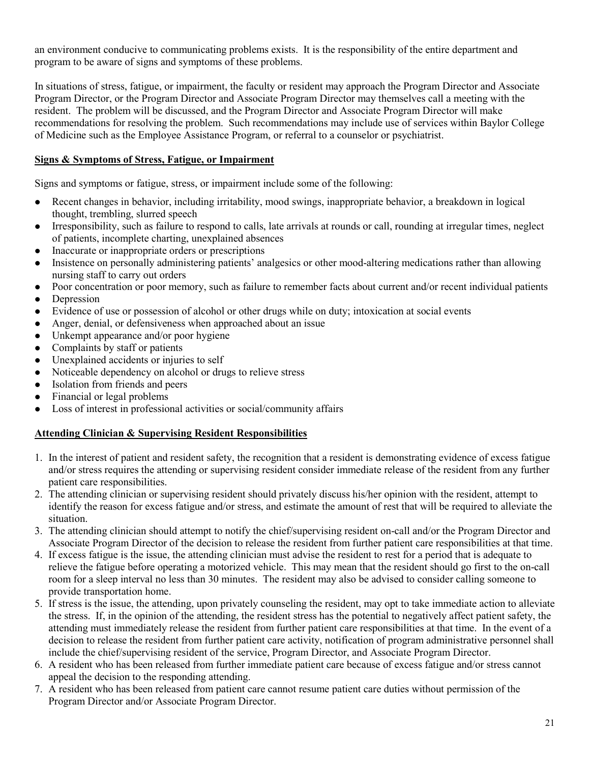an environment conducive to communicating problems exists. It is the responsibility of the entire department and program to be aware of signs and symptoms of these problems.

In situations of stress, fatigue, or impairment, the faculty or resident may approach the Program Director and Associate Program Director, or the Program Director and Associate Program Director may themselves call a meeting with the resident. The problem will be discussed, and the Program Director and Associate Program Director will make recommendations for resolving the problem. Such recommendations may include use of services within Baylor College of Medicine such as the Employee Assistance Program, or referral to a counselor or psychiatrist.

## Signs & Symptoms of Stress, Fatigue, or Impairment

Signs and symptoms or fatigue, stress, or impairment include some of the following:

- Recent changes in behavior, including irritability, mood swings, inappropriate behavior, a breakdown in logical thought, trembling, slurred speech
- Irresponsibility, such as failure to respond to calls, late arrivals at rounds or call, rounding at irregular times, neglect of patients, incomplete charting, unexplained absences
- Inaccurate or inappropriate orders or prescriptions
- Insistence on personally administering patients' analgesics or other mood-altering medications rather than allowing nursing staff to carry out orders
- Poor concentration or poor memory, such as failure to remember facts about current and/or recent individual patients
- Depression
- Evidence of use or possession of alcohol or other drugs while on duty; intoxication at social events
- Anger, denial, or defensiveness when approached about an issue
- Unkempt appearance and/or poor hygiene
- Complaints by staff or patients
- Unexplained accidents or injuries to self
- Noticeable dependency on alcohol or drugs to relieve stress
- Isolation from friends and peers
- Financial or legal problems
- Loss of interest in professional activities or social/community affairs

## Attending Clinician & Supervising Resident Responsibilities

1. In the interest of patient and resident safety, the recognition that a resident is demonstrating evidence of excess fatigue and/or stress requires the attending or supervising resident consider immediate release of the resident from any further patient care responsibilities.
2. The attending clinician or supervising resident should privately discuss his/her opinion with the resident, attempt to identify the reason for excess fatigue and/or stress, and estimate the amount of rest that will be required to alleviate the situation.
3. The attending clinician should attempt to notify the chief/supervising resident on-call and/or the Program Director and Associate Program Director of the decision to release the resident from further patient care responsibilities at that time.
4. If excess fatigue is the issue, the attending clinician must advise the resident to rest for a period that is adequate to relieve the fatigue before operating a motorized vehicle. This may mean that the resident should go first to the on-call room for a sleep interval no less than 30 minutes. The resident may also be advised to consider calling someone to provide transportation home.
5. If stress is the issue, the attending, upon privately counseling the resident, may opt to take immediate action to alleviate the stress. If, in the opinion of the attending, the resident stress has the potential to negatively affect patient safety, the attending must immediately release the resident from further patient care responsibilities at that time. In the event of a decision to release the resident from further patient care activity, notification of program administrative personnel shall include the chief/supervising resident of the service, Program Director, and Associate Program Director.
6. A resident who has been released from further immediate patient care because of excess fatigue and/or stress cannot appeal the decision to the responding attending.
7. A resident who has been released from patient care cannot resume patient care duties without permission of the Program Director and/or Associate Program Director.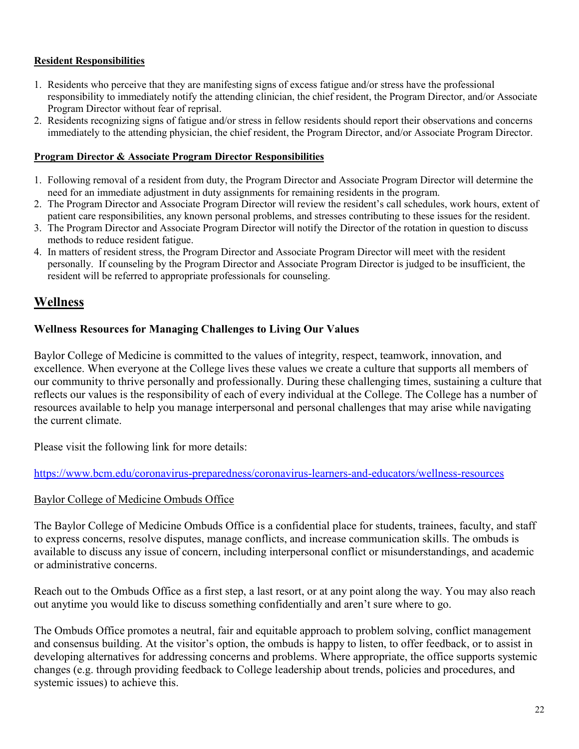**Resident Responsibilities**

1. Residents who perceive that they are manifesting signs of excess fatigue and/or stress have the professional responsibility to immediately notify the attending clinician, the chief resident, the Program Director, and/or Associate Program Director without fear of reprisal.
2. Residents recognizing signs of fatigue and/or stress in fellow residents should report their observations and concerns immediately to the attending physician, the chief resident, the Program Director, and/or Associate Program Director.

**Program Director & Associate Program Director Responsibilities**

1. Following removal of a resident from duty, the Program Director and Associate Program Director will determine the need for an immediate adjustment in duty assignments for remaining residents in the program.
2. The Program Director and Associate Program Director will review the resident's call schedules, work hours, extent of patient care responsibilities, any known personal problems, and stresses contributing to these issues for the resident.
3. The Program Director and Associate Program Director will notify the Director of the rotation in question to discuss methods to reduce resident fatigue.
4. In matters of resident stress, the Program Director and Associate Program Director will meet with the resident personally. If counseling by the Program Director and Associate Program Director is judged to be insufficient, the resident will be referred to appropriate professionals for counseling.

## Wellness

### Wellness Resources for Managing Challenges to Living Our Values

Baylor College of Medicine is committed to the values of integrity, respect, teamwork, innovation, and excellence. When everyone at the College lives these values we create a culture that supports all members of our community to thrive personally and professionally. During these challenging times, sustaining a culture that reflects our values is the responsibility of each of every individual at the College. The College has a number of resources available to help you manage interpersonal and personal challenges that may arise while navigating the current climate.

Please visit the following link for more details:

https://www.bcm.edu/coronavirus-preparedness/coronavirus-learners-and-educators/wellness-resources

Baylor College of Medicine Ombuds Office

The Baylor College of Medicine Ombuds Office is a confidential place for students, trainees, faculty, and staff to express concerns, resolve disputes, manage conflicts, and increase communication skills. The ombuds is available to discuss any issue of concern, including interpersonal conflict or misunderstandings, and academic or administrative concerns.

Reach out to the Ombuds Office as a first step, a last resort, or at any point along the way. You may also reach out anytime you would like to discuss something confidentially and aren't sure where to go.

The Ombuds Office promotes a neutral, fair and equitable approach to problem solving, conflict management and consensus building. At the visitor's option, the ombuds is happy to listen, to offer feedback, or to assist in developing alternatives for addressing concerns and problems. Where appropriate, the office supports systemic changes (e.g. through providing feedback to College leadership about trends, policies and procedures, and systemic issues) to achieve this.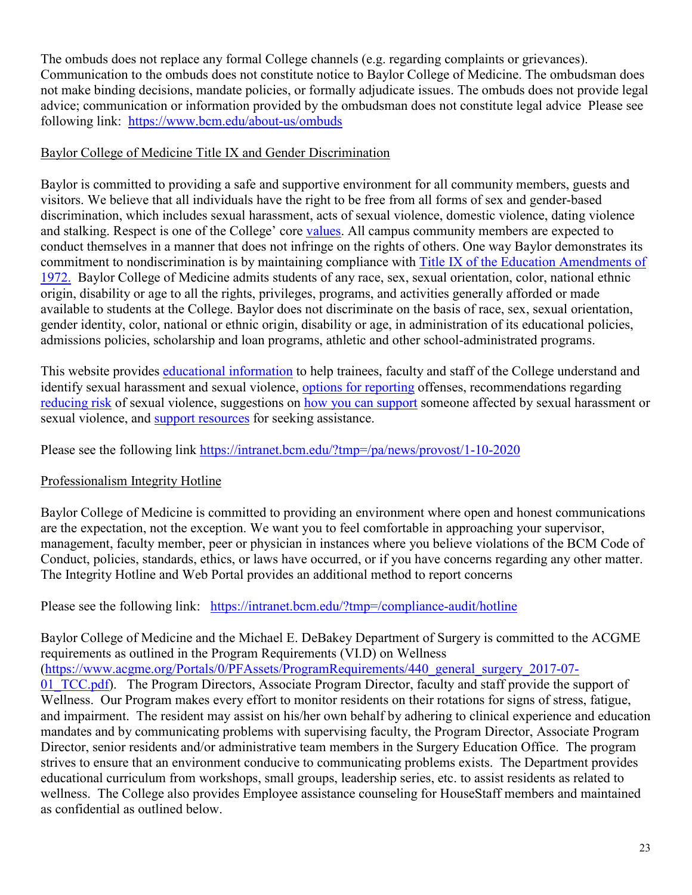The ombuds does not replace any formal College channels (e.g. regarding complaints or grievances). Communication to the ombuds does not constitute notice to Baylor College of Medicine. The ombudsman does not make binding decisions, mandate policies, or formally adjudicate issues. The ombuds does not provide legal advice; communication or information provided by the ombudsman does not constitute legal advice Please see following link: [https://www.bcm.edu/about-us/ombuds](https://www.bcm.edu/about-us/ombuds)

## Baylor College of Medicine Title IX and Gender Discrimination

Baylor is committed to providing a safe and supportive environment for all community members, guests and visitors. We believe that all individuals have the right to be free from all forms of sex and gender-based discrimination, which includes sexual harassment, acts of sexual violence, domestic violence, dating violence and stalking. Respect is one of the College' core values. All campus community members are expected to conduct themselves in a manner that does not infringe on the rights of others. One way Baylor demonstrates its commitment to nondiscrimination is by maintaining compliance with Title IX of the Education Amendments of 1972. Baylor College of Medicine admits students of any race, sex, sexual orientation, color, national ethnic origin, disability or age to all the rights, privileges, programs, and activities generally afforded or made available to students at the College. Baylor does not discriminate on the basis of race, sex, sexual orientation, gender identity, color, national or ethnic origin, disability or age, in administration of its educational policies, admissions policies, scholarship and loan programs, athletic and other school-administrated programs.

This website provides educational information to help trainees, faculty and staff of the College understand and identify sexual harassment and sexual violence, options for reporting offenses, recommendations regarding reducing risk of sexual violence, suggestions on how you can support someone affected by sexual harassment or sexual violence, and support resources for seeking assistance.

Please see the following link [https://intranet.bcm.edu/?tmp=/pa/news/provost/1-10-2020](https://intranet.bcm.edu/?tmp=/pa/news/provost/1-10-2020)

## Professionalism Integrity Hotline

Baylor College of Medicine is committed to providing an environment where open and honest communications are the expectation, not the exception. We want you to feel comfortable in approaching your supervisor, management, faculty member, peer or physician in instances where you believe violations of the BCM Code of Conduct, policies, standards, ethics, or laws have occurred, or if you have concerns regarding any other matter. The Integrity Hotline and Web Portal provides an additional method to report concerns

Please see the following link: [https://intranet.bcm.edu/?tmp=/compliance-audit/hotline](https://intranet.bcm.edu/?tmp=/compliance-audit/hotline)

Baylor College of Medicine and the Michael E. DeBakey Department of Surgery is committed to the ACGME requirements as outlined in the Program Requirements (VI.D) on Wellness ([https://www.acgme.org/Portals/0/PFAssets/ProgramRequirements/440_general_surgery_2017-07-01_TCC.pdf](https://www.acgme.org/Portals/0/PFAssets/ProgramRequirements/440_general_surgery_2017-07-01_TCC.pdf)). The Program Directors, Associate Program Director, faculty and staff provide the support of Wellness. Our Program makes every effort to monitor residents on their rotations for signs of stress, fatigue, and impairment. The resident may assist on his/her own behalf by adhering to clinical experience and education mandates and by communicating problems with supervising faculty, the Program Director, Associate Program Director, senior residents and/or administrative team members in the Surgery Education Office. The program strives to ensure that an environment conducive to communicating problems exists. The Department provides educational curriculum from workshops, small groups, leadership series, etc. to assist residents as related to wellness. The College also provides Employee assistance counseling for HouseStaff members and maintained as confidential as outlined below.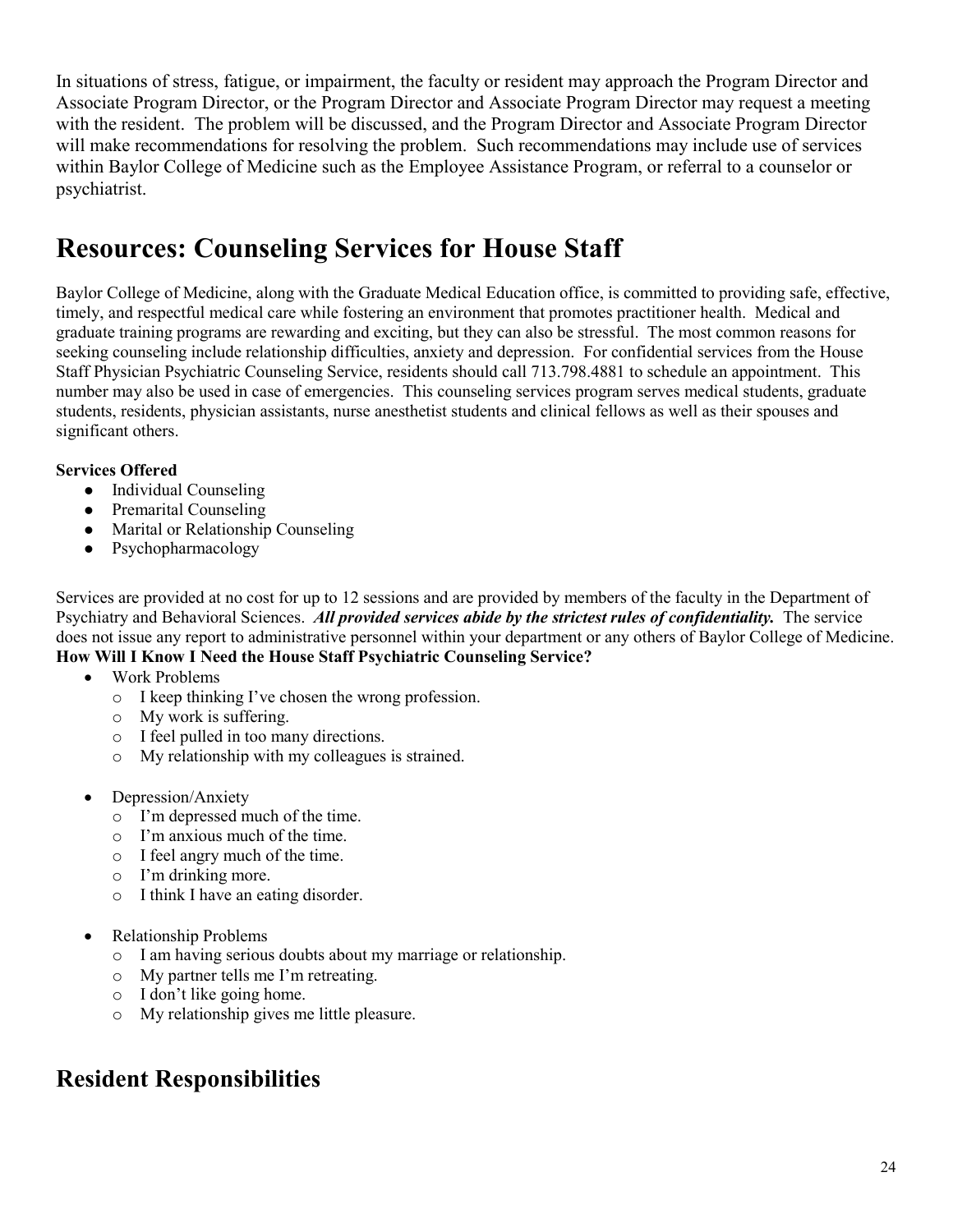In situations of stress, fatigue, or impairment, the faculty or resident may approach the Program Director and Associate Program Director, or the Program Director and Associate Program Director may request a meeting with the resident. The problem will be discussed, and the Program Director and Associate Program Director will make recommendations for resolving the problem. Such recommendations may include use of services within Baylor College of Medicine such as the Employee Assistance Program, or referral to a counselor or psychiatrist.

# Resources: Counseling Services for House Staff

Baylor College of Medicine, along with the Graduate Medical Education office, is committed to providing safe, effective, timely, and respectful medical care while fostering an environment that promotes practitioner health. Medical and graduate training programs are rewarding and exciting, but they can also be stressful. The most common reasons for seeking counseling include relationship difficulties, anxiety and depression. For confidential services from the House Staff Physician Psychiatric Counseling Service, residents should call 713.798.4881 to schedule an appointment. This number may also be used in case of emergencies. This counseling services program serves medical students, graduate students, residents, physician assistants, nurse anesthetist students and clinical fellows as well as their spouses and significant others.

**Services Offered**

- Individual Counseling
- Premarital Counseling
- Marital or Relationship Counseling
- Psychopharmacology

Services are provided at no cost for up to 12 sessions and are provided by members of the faculty in the Department of Psychiatry and Behavioral Sciences. ***All provided services abide by the strictest rules of confidentiality.*** The service does not issue any report to administrative personnel within your department or any others of Baylor College of Medicine.

**How Will I Know I Need the House Staff Psychiatric Counseling Service?**

- Work Problems
  - I keep thinking I've chosen the wrong profession.
  - My work is suffering.
  - I feel pulled in too many directions.
  - My relationship with my colleagues is strained.
- Depression/Anxiety
  - I'm depressed much of the time.
  - I'm anxious much of the time.
  - I feel angry much of the time.
  - I'm drinking more.
  - I think I have an eating disorder.
- Relationship Problems
  - I am having serious doubts about my marriage or relationship.
  - My partner tells me I'm retreating.
  - I don't like going home.
  - My relationship gives me little pleasure.

# Resident Responsibilities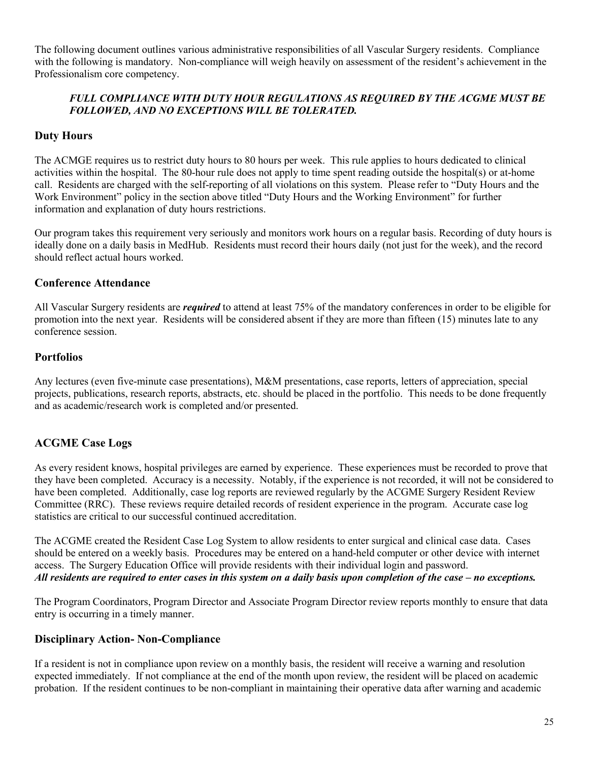The following document outlines various administrative responsibilities of all Vascular Surgery residents. Compliance with the following is mandatory. Non-compliance will weigh heavily on assessment of the resident's achievement in the Professionalism core competency.

> ***FULL COMPLIANCE WITH DUTY HOUR REGULATIONS AS REQUIRED BY THE ACGME MUST BE FOLLOWED, AND NO EXCEPTIONS WILL BE TOLERATED.***

## Duty Hours

The ACMGE requires us to restrict duty hours to 80 hours per week. This rule applies to hours dedicated to clinical activities within the hospital. The 80-hour rule does not apply to time spent reading outside the hospital(s) or at-home call. Residents are charged with the self-reporting of all violations on this system. Please refer to "Duty Hours and the Work Environment" policy in the section above titled "Duty Hours and the Working Environment" for further information and explanation of duty hours restrictions.

Our program takes this requirement very seriously and monitors work hours on a regular basis. Recording of duty hours is ideally done on a daily basis in MedHub. Residents must record their hours daily (not just for the week), and the record should reflect actual hours worked.

## Conference Attendance

All Vascular Surgery residents are ***required*** to attend at least 75% of the mandatory conferences in order to be eligible for promotion into the next year. Residents will be considered absent if they are more than fifteen (15) minutes late to any conference session.

## Portfolios

Any lectures (even five-minute case presentations), M&M presentations, case reports, letters of appreciation, special projects, publications, research reports, abstracts, etc. should be placed in the portfolio. This needs to be done frequently and as academic/research work is completed and/or presented.

## ACGME Case Logs

As every resident knows, hospital privileges are earned by experience. These experiences must be recorded to prove that they have been completed. Accuracy is a necessity. Notably, if the experience is not recorded, it will not be considered to have been completed. Additionally, case log reports are reviewed regularly by the ACGME Surgery Resident Review Committee (RRC). These reviews require detailed records of resident experience in the program. Accurate case log statistics are critical to our successful continued accreditation.

The ACGME created the Resident Case Log System to allow residents to enter surgical and clinical case data. Cases should be entered on a weekly basis. Procedures may be entered on a hand-held computer or other device with internet access. The Surgery Education Office will provide residents with their individual login and password.
***All residents are required to enter cases in this system on a daily basis upon completion of the case – no exceptions.***

The Program Coordinators, Program Director and Associate Program Director review reports monthly to ensure that data entry is occurring in a timely manner.

## Disciplinary Action- Non-Compliance

If a resident is not in compliance upon review on a monthly basis, the resident will receive a warning and resolution expected immediately. If not compliance at the end of the month upon review, the resident will be placed on academic probation. If the resident continues to be non-compliant in maintaining their operative data after warning and academic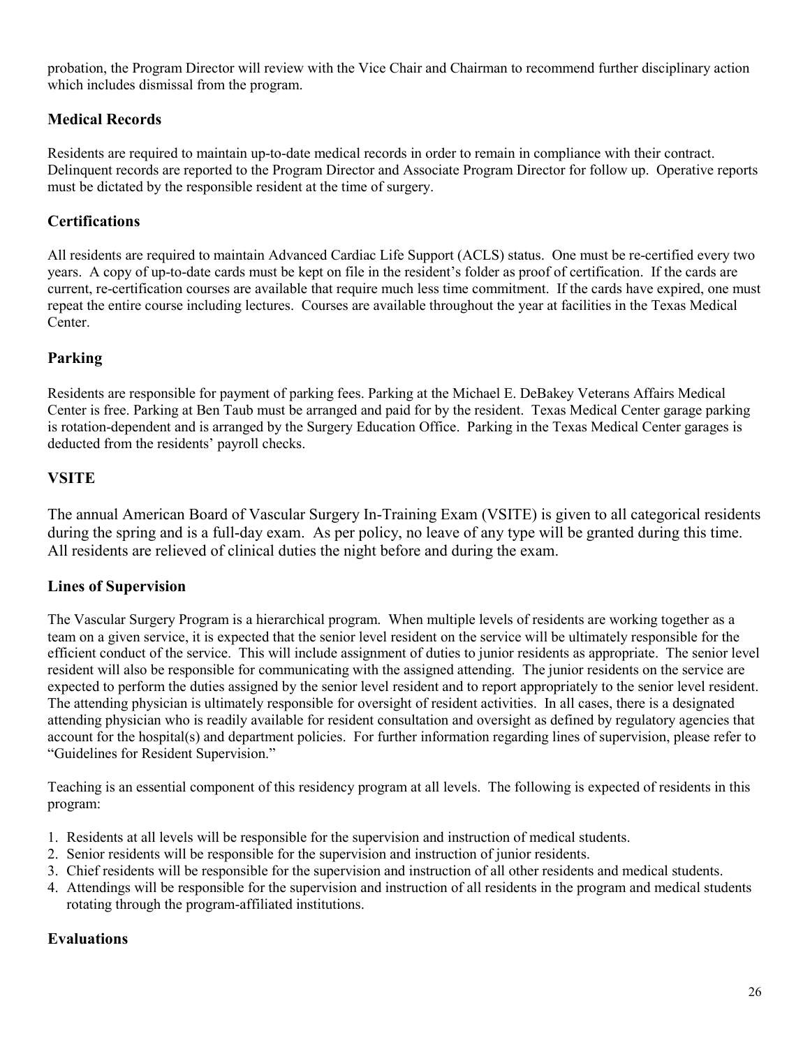probation, the Program Director will review with the Vice Chair and Chairman to recommend further disciplinary action which includes dismissal from the program.

## Medical Records

Residents are required to maintain up-to-date medical records in order to remain in compliance with their contract. Delinquent records are reported to the Program Director and Associate Program Director for follow up. Operative reports must be dictated by the responsible resident at the time of surgery.

## Certifications

All residents are required to maintain Advanced Cardiac Life Support (ACLS) status. One must be re-certified every two years. A copy of up-to-date cards must be kept on file in the resident's folder as proof of certification. If the cards are current, re-certification courses are available that require much less time commitment. If the cards have expired, one must repeat the entire course including lectures. Courses are available throughout the year at facilities in the Texas Medical Center.

## Parking

Residents are responsible for payment of parking fees. Parking at the Michael E. DeBakey Veterans Affairs Medical Center is free. Parking at Ben Taub must be arranged and paid for by the resident. Texas Medical Center garage parking is rotation-dependent and is arranged by the Surgery Education Office. Parking in the Texas Medical Center garages is deducted from the residents' payroll checks.

## VSITE

The annual American Board of Vascular Surgery In-Training Exam (VSITE) is given to all categorical residents during the spring and is a full-day exam. As per policy, no leave of any type will be granted during this time. All residents are relieved of clinical duties the night before and during the exam.

## Lines of Supervision

The Vascular Surgery Program is a hierarchical program. When multiple levels of residents are working together as a team on a given service, it is expected that the senior level resident on the service will be ultimately responsible for the efficient conduct of the service. This will include assignment of duties to junior residents as appropriate. The senior level resident will also be responsible for communicating with the assigned attending. The junior residents on the service are expected to perform the duties assigned by the senior level resident and to report appropriately to the senior level resident. The attending physician is ultimately responsible for oversight of resident activities. In all cases, there is a designated attending physician who is readily available for resident consultation and oversight as defined by regulatory agencies that account for the hospital(s) and department policies. For further information regarding lines of supervision, please refer to "Guidelines for Resident Supervision."

Teaching is an essential component of this residency program at all levels. The following is expected of residents in this program:

1. Residents at all levels will be responsible for the supervision and instruction of medical students.
2. Senior residents will be responsible for the supervision and instruction of junior residents.
3. Chief residents will be responsible for the supervision and instruction of all other residents and medical students.
4. Attendings will be responsible for the supervision and instruction of all residents in the program and medical students rotating through the program-affiliated institutions.

## Evaluations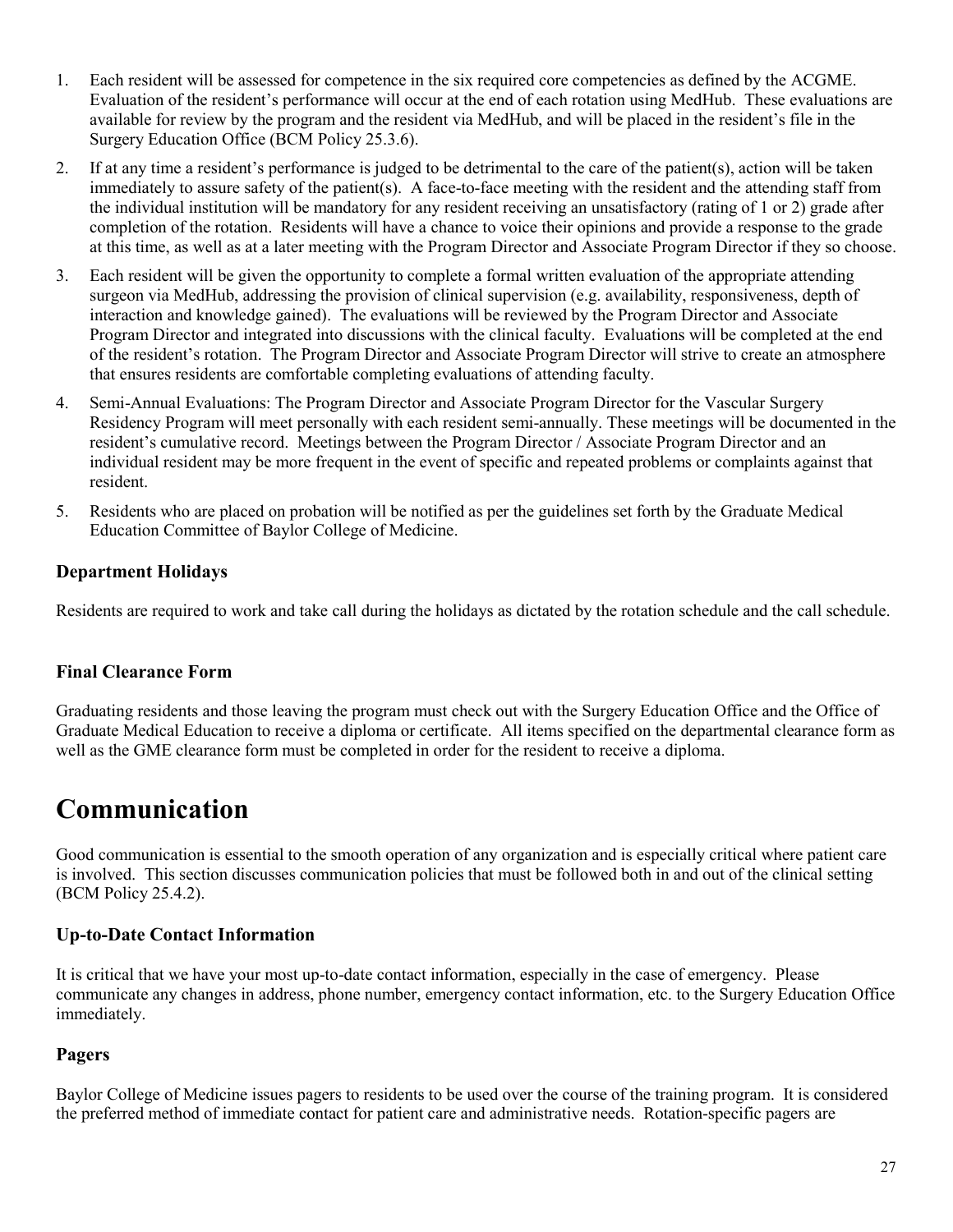1. Each resident will be assessed for competence in the six required core competencies as defined by the ACGME. Evaluation of the resident's performance will occur at the end of each rotation using MedHub. These evaluations are available for review by the program and the resident via MedHub, and will be placed in the resident's file in the Surgery Education Office (BCM Policy 25.3.6).
2. If at any time a resident's performance is judged to be detrimental to the care of the patient(s), action will be taken immediately to assure safety of the patient(s). A face-to-face meeting with the resident and the attending staff from the individual institution will be mandatory for any resident receiving an unsatisfactory (rating of 1 or 2) grade after completion of the rotation. Residents will have a chance to voice their opinions and provide a response to the grade at this time, as well as at a later meeting with the Program Director and Associate Program Director if they so choose.
3. Each resident will be given the opportunity to complete a formal written evaluation of the appropriate attending surgeon via MedHub, addressing the provision of clinical supervision (e.g. availability, responsiveness, depth of interaction and knowledge gained). The evaluations will be reviewed by the Program Director and Associate Program Director and integrated into discussions with the clinical faculty. Evaluations will be completed at the end of the resident's rotation. The Program Director and Associate Program Director will strive to create an atmosphere that ensures residents are comfortable completing evaluations of attending faculty.
4. Semi-Annual Evaluations: The Program Director and Associate Program Director for the Vascular Surgery Residency Program will meet personally with each resident semi-annually. These meetings will be documented in the resident's cumulative record. Meetings between the Program Director / Associate Program Director and an individual resident may be more frequent in the event of specific and repeated problems or complaints against that resident.
5. Residents who are placed on probation will be notified as per the guidelines set forth by the Graduate Medical Education Committee of Baylor College of Medicine.

### Department Holidays

Residents are required to work and take call during the holidays as dictated by the rotation schedule and the call schedule.

### Final Clearance Form

Graduating residents and those leaving the program must check out with the Surgery Education Office and the Office of Graduate Medical Education to receive a diploma or certificate. All items specified on the departmental clearance form as well as the GME clearance form must be completed in order for the resident to receive a diploma.

# Communication

Good communication is essential to the smooth operation of any organization and is especially critical where patient care is involved. This section discusses communication policies that must be followed both in and out of the clinical setting (BCM Policy 25.4.2).

### Up-to-Date Contact Information

It is critical that we have your most up-to-date contact information, especially in the case of emergency. Please communicate any changes in address, phone number, emergency contact information, etc. to the Surgery Education Office immediately.

### Pagers

Baylor College of Medicine issues pagers to residents to be used over the course of the training program. It is considered the preferred method of immediate contact for patient care and administrative needs. Rotation-specific pagers are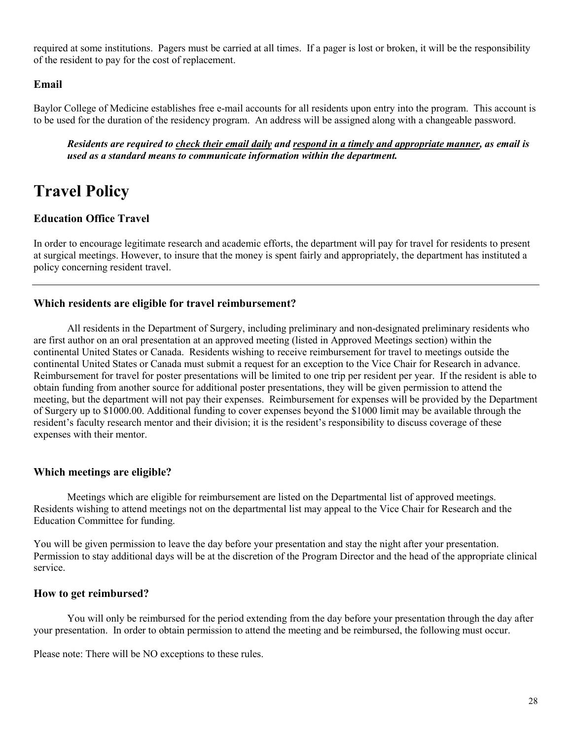required at some institutions. Pagers must be carried at all times. If a pager is lost or broken, it will be the responsibility of the resident to pay for the cost of replacement.

### Email

Baylor College of Medicine establishes free e-mail accounts for all residents upon entry into the program. This account is to be used for the duration of the residency program. An address will be assigned along with a changeable password.

> ***Residents are required to <u>check their email daily</u> and <u>respond in a timely and appropriate manner</u>, as email is used as a standard means to communicate information within the department.***

# Travel Policy

### Education Office Travel

In order to encourage legitimate research and academic efforts, the department will pay for travel for residents to present at surgical meetings. However, to insure that the money is spent fairly and appropriately, the department has instituted a policy concerning resident travel.

---

### Which residents are eligible for travel reimbursement?

All residents in the Department of Surgery, including preliminary and non-designated preliminary residents who are first author on an oral presentation at an approved meeting (listed in Approved Meetings section) within the continental United States or Canada. Residents wishing to receive reimbursement for travel to meetings outside the continental United States or Canada must submit a request for an exception to the Vice Chair for Research in advance. Reimbursement for travel for poster presentations will be limited to one trip per resident per year. If the resident is able to obtain funding from another source for additional poster presentations, they will be given permission to attend the meeting, but the department will not pay their expenses. Reimbursement for expenses will be provided by the Department of Surgery up to $1000.00. Additional funding to cover expenses beyond the $1000 limit may be available through the resident's faculty research mentor and their division; it is the resident's responsibility to discuss coverage of these expenses with their mentor.

### Which meetings are eligible?

Meetings which are eligible for reimbursement are listed on the Departmental list of approved meetings. Residents wishing to attend meetings not on the departmental list may appeal to the Vice Chair for Research and the Education Committee for funding.

You will be given permission to leave the day before your presentation and stay the night after your presentation. Permission to stay additional days will be at the discretion of the Program Director and the head of the appropriate clinical service.

### How to get reimbursed?

You will only be reimbursed for the period extending from the day before your presentation through the day after your presentation. In order to obtain permission to attend the meeting and be reimbursed, the following must occur.

Please note: There will be NO exceptions to these rules.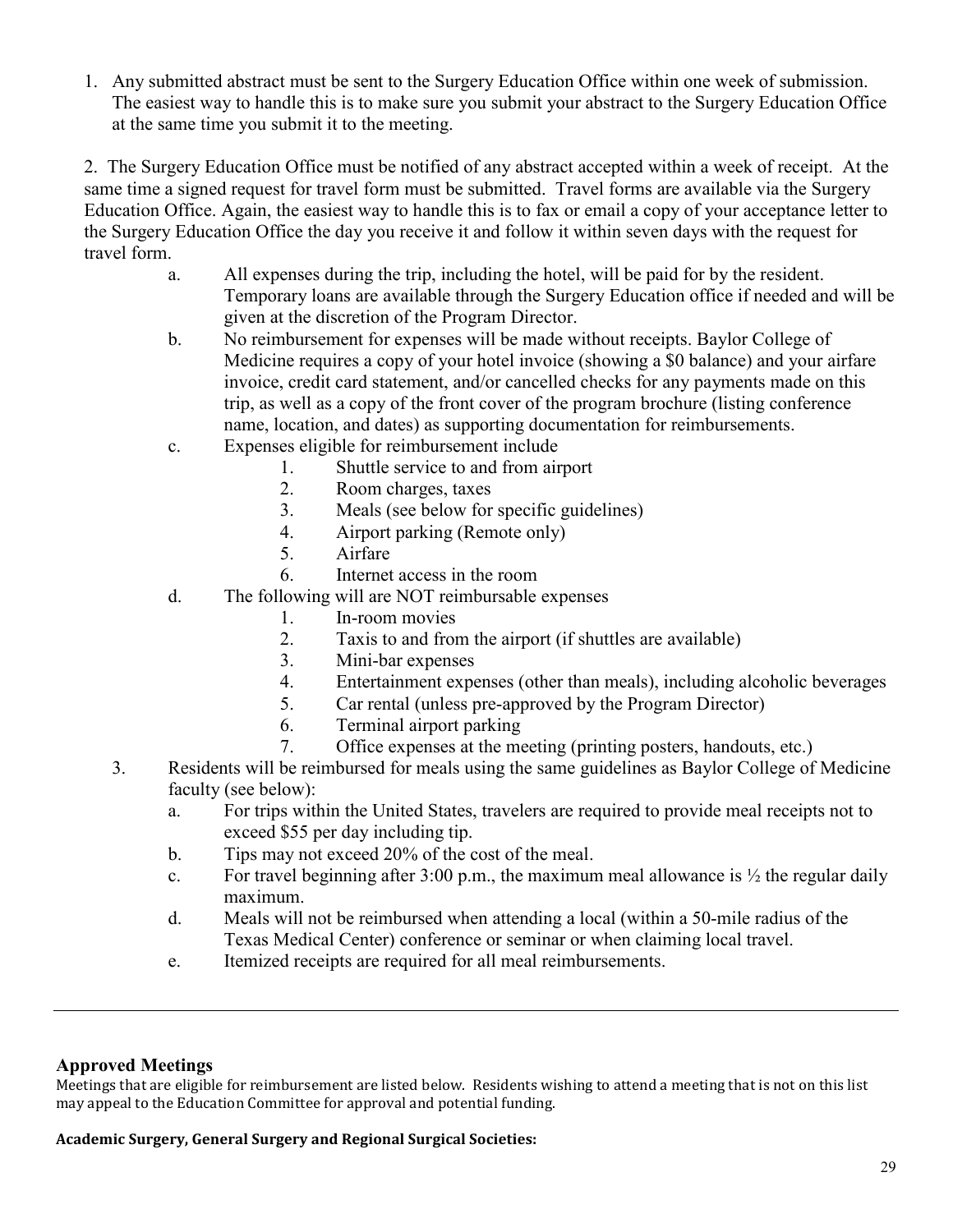1. Any submitted abstract must be sent to the Surgery Education Office within one week of submission. The easiest way to handle this is to make sure you submit your abstract to the Surgery Education Office at the same time you submit it to the meeting.

2. The Surgery Education Office must be notified of any abstract accepted within a week of receipt. At the same time a signed request for travel form must be submitted. Travel forms are available via the Surgery Education Office. Again, the easiest way to handle this is to fax or email a copy of your acceptance letter to the Surgery Education Office the day you receive it and follow it within seven days with the request for travel form.

   a. All expenses during the trip, including the hotel, will be paid for by the resident. Temporary loans are available through the Surgery Education office if needed and will be given at the discretion of the Program Director.

   b. No reimbursement for expenses will be made without receipts. Baylor College of Medicine requires a copy of your hotel invoice (showing a $0 balance) and your airfare invoice, credit card statement, and/or cancelled checks for any payments made on this trip, as well as a copy of the front cover of the program brochure (listing conference name, location, and dates) as supporting documentation for reimbursements.

   c. Expenses eligible for reimbursement include
      1. Shuttle service to and from airport
      2. Room charges, taxes
      3. Meals (see below for specific guidelines)
      4. Airport parking (Remote only)
      5. Airfare
      6. Internet access in the room

   d. The following will are NOT reimbursable expenses
      1. In-room movies
      2. Taxis to and from the airport (if shuttles are available)
      3. Mini-bar expenses
      4. Entertainment expenses (other than meals), including alcoholic beverages
      5. Car rental (unless pre-approved by the Program Director)
      6. Terminal airport parking
      7. Office expenses at the meeting (printing posters, handouts, etc.)

3. Residents will be reimbursed for meals using the same guidelines as Baylor College of Medicine faculty (see below):

   a. For trips within the United States, travelers are required to provide meal receipts not to exceed $55 per day including tip.

   b. Tips may not exceed 20% of the cost of the meal.

   c. For travel beginning after 3:00 p.m., the maximum meal allowance is ½ the regular daily maximum.

   d. Meals will not be reimbursed when attending a local (within a 50-mile radius of the Texas Medical Center) conference or seminar or when claiming local travel.

   e. Itemized receipts are required for all meal reimbursements.

---

## Approved Meetings

Meetings that are eligible for reimbursement are listed below. Residents wishing to attend a meeting that is not on this list may appeal to the Education Committee for approval and potential funding.

**Academic Surgery, General Surgery and Regional Surgical Societies:**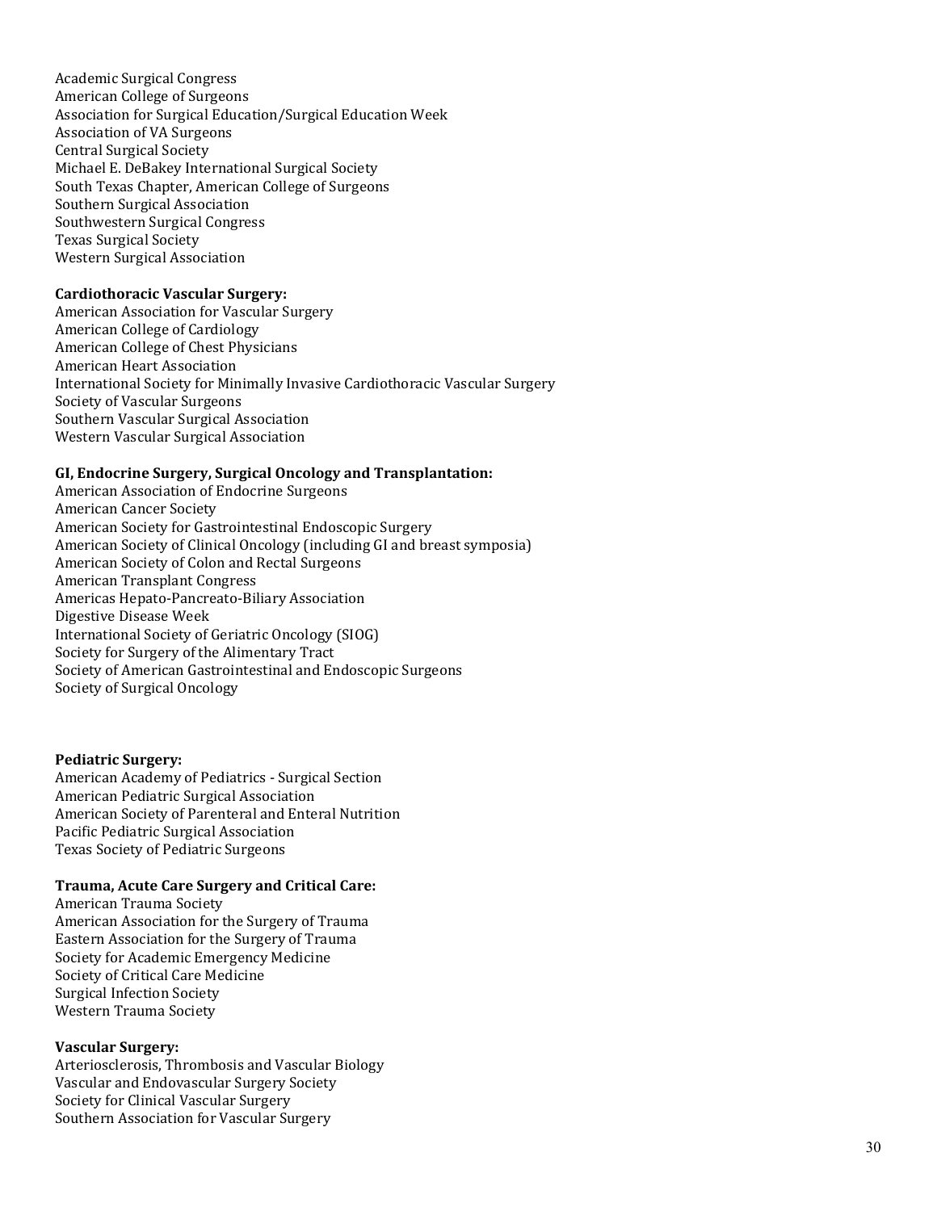Academic Surgical Congress
American College of Surgeons
Association for Surgical Education/Surgical Education Week
Association of VA Surgeons
Central Surgical Society
Michael E. DeBakey International Surgical Society
South Texas Chapter, American College of Surgeons
Southern Surgical Association
Southwestern Surgical Congress
Texas Surgical Society
Western Surgical Association

**Cardiothoracic Vascular Surgery:**
American Association for Vascular Surgery
American College of Cardiology
American College of Chest Physicians
American Heart Association
International Society for Minimally Invasive Cardiothoracic Vascular Surgery
Society of Vascular Surgeons
Southern Vascular Surgical Association
Western Vascular Surgical Association

**GI, Endocrine Surgery, Surgical Oncology and Transplantation:**
American Association of Endocrine Surgeons
American Cancer Society
American Society for Gastrointestinal Endoscopic Surgery
American Society of Clinical Oncology (including GI and breast symposia)
American Society of Colon and Rectal Surgeons
American Transplant Congress
Americas Hepato-Pancreato-Biliary Association
Digestive Disease Week
International Society of Geriatric Oncology (SIOG)
Society for Surgery of the Alimentary Tract
Society of American Gastrointestinal and Endoscopic Surgeons
Society of Surgical Oncology

**Pediatric Surgery:**
American Academy of Pediatrics - Surgical Section
American Pediatric Surgical Association
American Society of Parenteral and Enteral Nutrition
Pacific Pediatric Surgical Association
Texas Society of Pediatric Surgeons

**Trauma, Acute Care Surgery and Critical Care:**
American Trauma Society
American Association for the Surgery of Trauma
Eastern Association for the Surgery of Trauma
Society for Academic Emergency Medicine
Society of Critical Care Medicine
Surgical Infection Society
Western Trauma Society

**Vascular Surgery:**
Arteriosclerosis, Thrombosis and Vascular Biology
Vascular and Endovascular Surgery Society
Society for Clinical Vascular Surgery
Southern Association for Vascular Surgery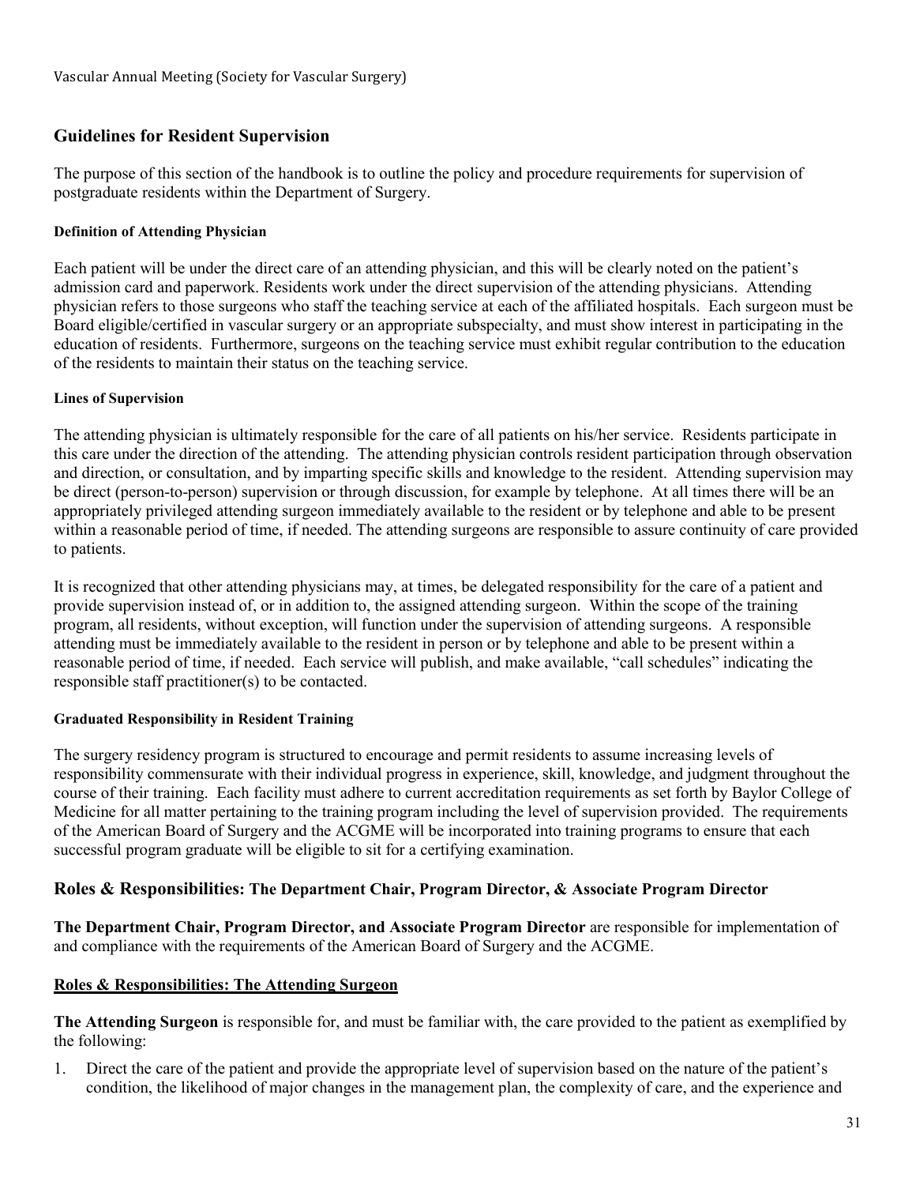Vascular Annual Meeting (Society for Vascular Surgery)

## Guidelines for Resident Supervision

The purpose of this section of the handbook is to outline the policy and procedure requirements for supervision of postgraduate residents within the Department of Surgery.

#### Definition of Attending Physician

Each patient will be under the direct care of an attending physician, and this will be clearly noted on the patient's admission card and paperwork. Residents work under the direct supervision of the attending physicians. Attending physician refers to those surgeons who staff the teaching service at each of the affiliated hospitals. Each surgeon must be Board eligible/certified in vascular surgery or an appropriate subspecialty, and must show interest in participating in the education of residents. Furthermore, surgeons on the teaching service must exhibit regular contribution to the education of the residents to maintain their status on the teaching service.

#### Lines of Supervision

The attending physician is ultimately responsible for the care of all patients on his/her service. Residents participate in this care under the direction of the attending. The attending physician controls resident participation through observation and direction, or consultation, and by imparting specific skills and knowledge to the resident. Attending supervision may be direct (person-to-person) supervision or through discussion, for example by telephone. At all times there will be an appropriately privileged attending surgeon immediately available to the resident or by telephone and able to be present within a reasonable period of time, if needed. The attending surgeons are responsible to assure continuity of care provided to patients.

It is recognized that other attending physicians may, at times, be delegated responsibility for the care of a patient and provide supervision instead of, or in addition to, the assigned attending surgeon. Within the scope of the training program, all residents, without exception, will function under the supervision of attending surgeons. A responsible attending must be immediately available to the resident in person or by telephone and able to be present within a reasonable period of time, if needed. Each service will publish, and make available, "call schedules" indicating the responsible staff practitioner(s) to be contacted.

#### Graduated Responsibility in Resident Training

The surgery residency program is structured to encourage and permit residents to assume increasing levels of responsibility commensurate with their individual progress in experience, skill, knowledge, and judgment throughout the course of their training. Each facility must adhere to current accreditation requirements as set forth by Baylor College of Medicine for all matter pertaining to the training program including the level of supervision provided. The requirements of the American Board of Surgery and the ACGME will be incorporated into training programs to ensure that each successful program graduate will be eligible to sit for a certifying examination.

## Roles & Responsibilities: The Department Chair, Program Director, & Associate Program Director

**The Department Chair, Program Director, and Associate Program Director** are responsible for implementation of and compliance with the requirements of the American Board of Surgery and the ACGME.

## Roles & Responsibilities: The Attending Surgeon

**The Attending Surgeon** is responsible for, and must be familiar with, the care provided to the patient as exemplified by the following:

1. Direct the care of the patient and provide the appropriate level of supervision based on the nature of the patient's condition, the likelihood of major changes in the management plan, the complexity of care, and the experience and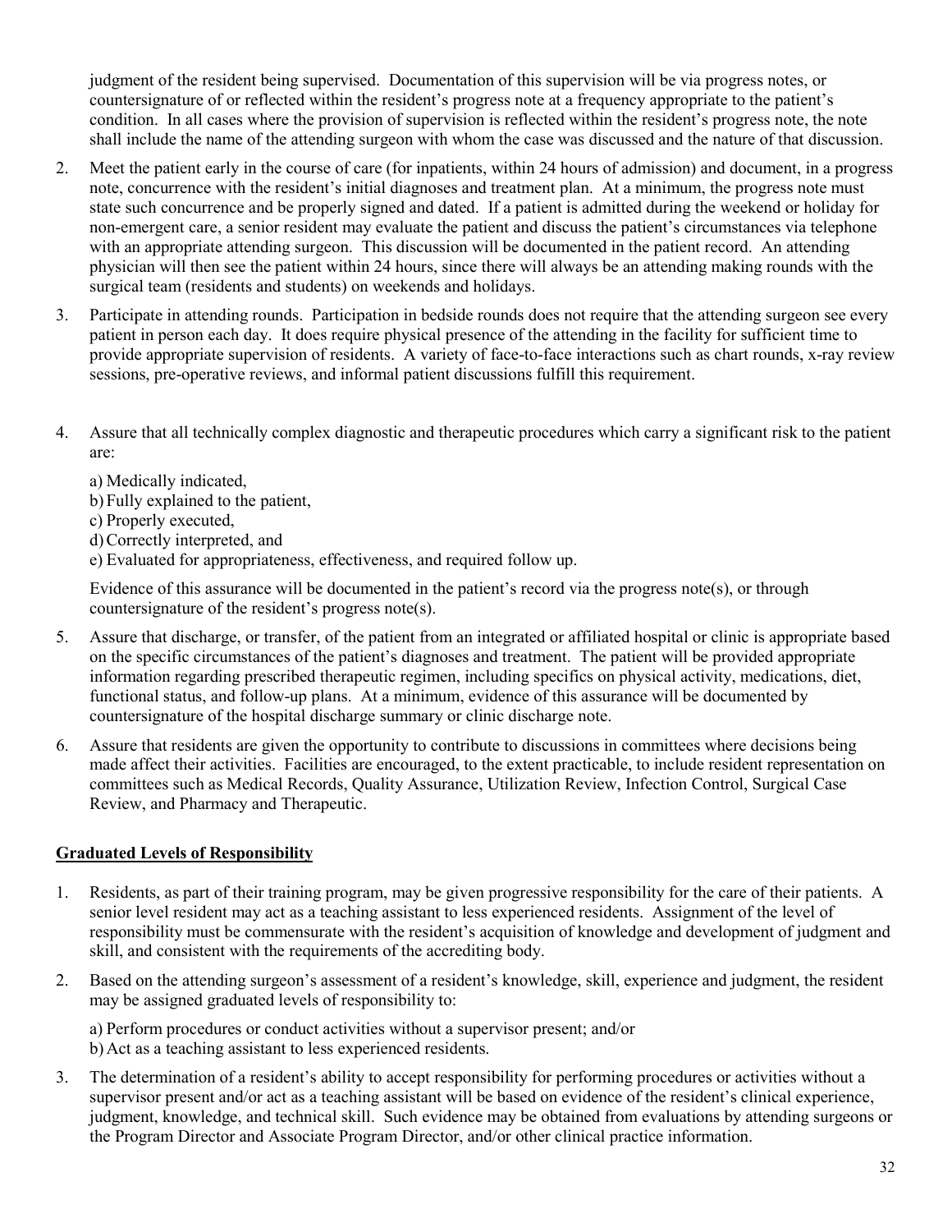judgment of the resident being supervised. Documentation of this supervision will be via progress notes, or countersignature of or reflected within the resident's progress note at a frequency appropriate to the patient's condition. In all cases where the provision of supervision is reflected within the resident's progress note, the note shall include the name of the attending surgeon with whom the case was discussed and the nature of that discussion.

2. Meet the patient early in the course of care (for inpatients, within 24 hours of admission) and document, in a progress note, concurrence with the resident's initial diagnoses and treatment plan. At a minimum, the progress note must state such concurrence and be properly signed and dated. If a patient is admitted during the weekend or holiday for non-emergent care, a senior resident may evaluate the patient and discuss the patient's circumstances via telephone with an appropriate attending surgeon. This discussion will be documented in the patient record. An attending physician will then see the patient within 24 hours, since there will always be an attending making rounds with the surgical team (residents and students) on weekends and holidays.

3. Participate in attending rounds. Participation in bedside rounds does not require that the attending surgeon see every patient in person each day. It does require physical presence of the attending in the facility for sufficient time to provide appropriate supervision of residents. A variety of face-to-face interactions such as chart rounds, x-ray review sessions, pre-operative reviews, and informal patient discussions fulfill this requirement.

4. Assure that all technically complex diagnostic and therapeutic procedures which carry a significant risk to the patient are:

   a) Medically indicated,
   b) Fully explained to the patient,
   c) Properly executed,
   d) Correctly interpreted, and
   e) Evaluated for appropriateness, effectiveness, and required follow up.

   Evidence of this assurance will be documented in the patient's record via the progress note(s), or through countersignature of the resident's progress note(s).

5. Assure that discharge, or transfer, of the patient from an integrated or affiliated hospital or clinic is appropriate based on the specific circumstances of the patient's diagnoses and treatment. The patient will be provided appropriate information regarding prescribed therapeutic regimen, including specifics on physical activity, medications, diet, functional status, and follow-up plans. At a minimum, evidence of this assurance will be documented by countersignature of the hospital discharge summary or clinic discharge note.

6. Assure that residents are given the opportunity to contribute to discussions in committees where decisions being made affect their activities. Facilities are encouraged, to the extent practicable, to include resident representation on committees such as Medical Records, Quality Assurance, Utilization Review, Infection Control, Surgical Case Review, and Pharmacy and Therapeutic.

## Graduated Levels of Responsibility

1. Residents, as part of their training program, may be given progressive responsibility for the care of their patients. A senior level resident may act as a teaching assistant to less experienced residents. Assignment of the level of responsibility must be commensurate with the resident's acquisition of knowledge and development of judgment and skill, and consistent with the requirements of the accrediting body.

2. Based on the attending surgeon's assessment of a resident's knowledge, skill, experience and judgment, the resident may be assigned graduated levels of responsibility to:

   a) Perform procedures or conduct activities without a supervisor present; and/or
   b) Act as a teaching assistant to less experienced residents.

3. The determination of a resident's ability to accept responsibility for performing procedures or activities without a supervisor present and/or act as a teaching assistant will be based on evidence of the resident's clinical experience, judgment, knowledge, and technical skill. Such evidence may be obtained from evaluations by attending surgeons or the Program Director and Associate Program Director, and/or other clinical practice information.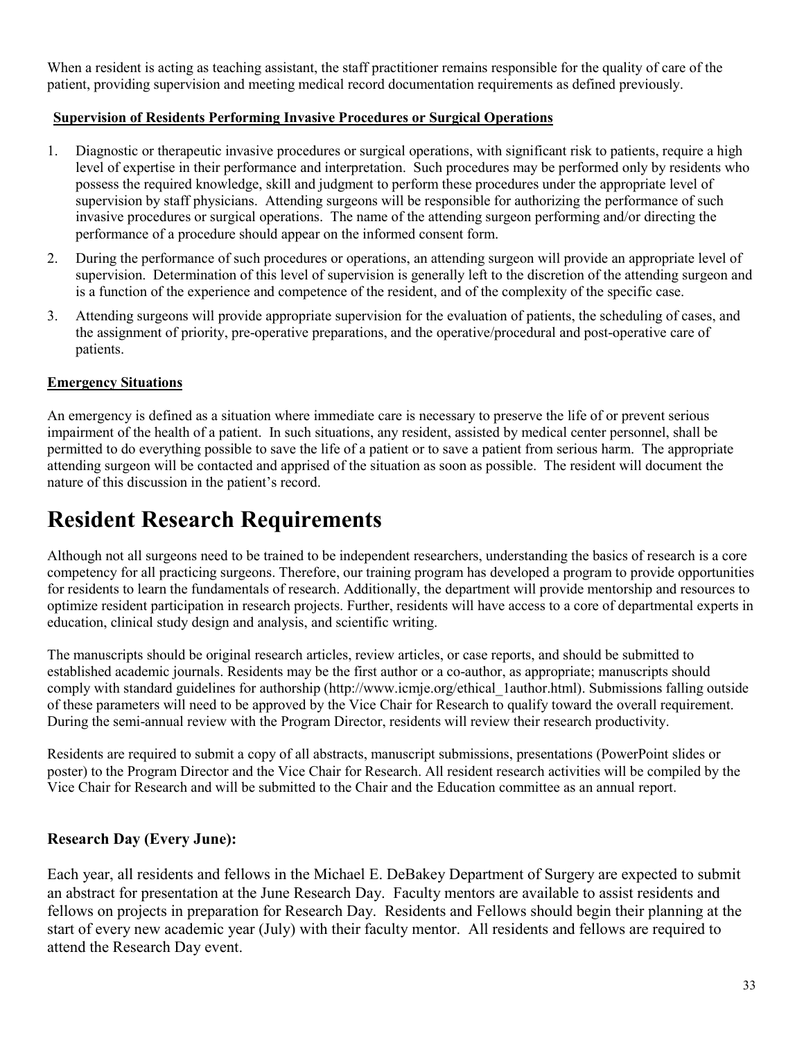When a resident is acting as teaching assistant, the staff practitioner remains responsible for the quality of care of the patient, providing supervision and meeting medical record documentation requirements as defined previously.

**Supervision of Residents Performing Invasive Procedures or Surgical Operations**

1. Diagnostic or therapeutic invasive procedures or surgical operations, with significant risk to patients, require a high level of expertise in their performance and interpretation. Such procedures may be performed only by residents who possess the required knowledge, skill and judgment to perform these procedures under the appropriate level of supervision by staff physicians. Attending surgeons will be responsible for authorizing the performance of such invasive procedures or surgical operations. The name of the attending surgeon performing and/or directing the performance of a procedure should appear on the informed consent form.
2. During the performance of such procedures or operations, an attending surgeon will provide an appropriate level of supervision. Determination of this level of supervision is generally left to the discretion of the attending surgeon and is a function of the experience and competence of the resident, and of the complexity of the specific case.
3. Attending surgeons will provide appropriate supervision for the evaluation of patients, the scheduling of cases, and the assignment of priority, pre-operative preparations, and the operative/procedural and post-operative care of patients.

**Emergency Situations**

An emergency is defined as a situation where immediate care is necessary to preserve the life of or prevent serious impairment of the health of a patient. In such situations, any resident, assisted by medical center personnel, shall be permitted to do everything possible to save the life of a patient or to save a patient from serious harm. The appropriate attending surgeon will be contacted and apprised of the situation as soon as possible. The resident will document the nature of this discussion in the patient's record.

# Resident Research Requirements

Although not all surgeons need to be trained to be independent researchers, understanding the basics of research is a core competency for all practicing surgeons. Therefore, our training program has developed a program to provide opportunities for residents to learn the fundamentals of research. Additionally, the department will provide mentorship and resources to optimize resident participation in research projects. Further, residents will have access to a core of departmental experts in education, clinical study design and analysis, and scientific writing.

The manuscripts should be original research articles, review articles, or case reports, and should be submitted to established academic journals. Residents may be the first author or a co-author, as appropriate; manuscripts should comply with standard guidelines for authorship (http://www.icmje.org/ethical_1author.html). Submissions falling outside of these parameters will need to be approved by the Vice Chair for Research to qualify toward the overall requirement. During the semi-annual review with the Program Director, residents will review their research productivity.

Residents are required to submit a copy of all abstracts, manuscript submissions, presentations (PowerPoint slides or poster) to the Program Director and the Vice Chair for Research. All resident research activities will be compiled by the Vice Chair for Research and will be submitted to the Chair and the Education committee as an annual report.

### Research Day (Every June):

Each year, all residents and fellows in the Michael E. DeBakey Department of Surgery are expected to submit an abstract for presentation at the June Research Day. Faculty mentors are available to assist residents and fellows on projects in preparation for Research Day. Residents and Fellows should begin their planning at the start of every new academic year (July) with their faculty mentor. All residents and fellows are required to attend the Research Day event.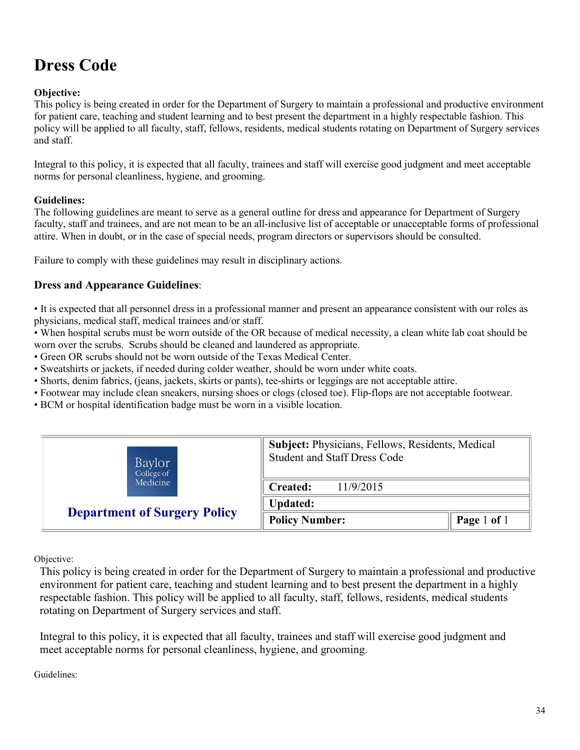# Dress Code

**Objective:**
This policy is being created in order for the Department of Surgery to maintain a professional and productive environment for patient care, teaching and student learning and to best present the department in a highly respectable fashion. This policy will be applied to all faculty, staff, fellows, residents, medical students rotating on Department of Surgery services and staff.

Integral to this policy, it is expected that all faculty, trainees and staff will exercise good judgment and meet acceptable norms for personal cleanliness, hygiene, and grooming.

**Guidelines:**
The following guidelines are meant to serve as a general outline for dress and appearance for Department of Surgery faculty, staff and trainees, and are not mean to be an all-inclusive list of acceptable or unacceptable forms of professional attire. When in doubt, or in the case of special needs, program directors or supervisors should be consulted.

Failure to comply with these guidelines may result in disciplinary actions.

### Dress and Appearance Guidelines:

- It is expected that all personnel dress in a professional manner and present an appearance consistent with our roles as physicians, medical staff, medical trainees and/or staff.
- When hospital scrubs must be worn outside of the OR because of medical necessity, a clean white lab coat should be worn over the scrubs. Scrubs should be cleaned and laundered as appropriate.
- Green OR scrubs should not be worn outside of the Texas Medical Center.
- Sweatshirts or jackets, if needed during colder weather, should be worn under white coats.
- Shorts, denim fabrics, (jeans, jackets, skirts or pants), tee-shirts or leggings are not acceptable attire.
- Footwear may include clean sneakers, nursing shoes or clogs (closed toe). Flip-flops are not acceptable footwear.
- BCM or hospital identification badge must be worn in a visible location.

| | | |
|---|---|---|
| Baylor College of Medicine<br>**Department of Surgery Policy** | **Subject:** Physicians, Fellows, Residents, Medical Student and Staff Dress Code | |
| | **Created:** 11/9/2015 | |
| | **Updated:** | |
| | **Policy Number:** | **Page** 1 **of** 1 |

Objective:

This policy is being created in order for the Department of Surgery to maintain a professional and productive environment for patient care, teaching and student learning and to best present the department in a highly respectable fashion. This policy will be applied to all faculty, staff, fellows, residents, medical students rotating on Department of Surgery services and staff.

Integral to this policy, it is expected that all faculty, trainees and staff will exercise good judgment and meet acceptable norms for personal cleanliness, hygiene, and grooming.

Guidelines: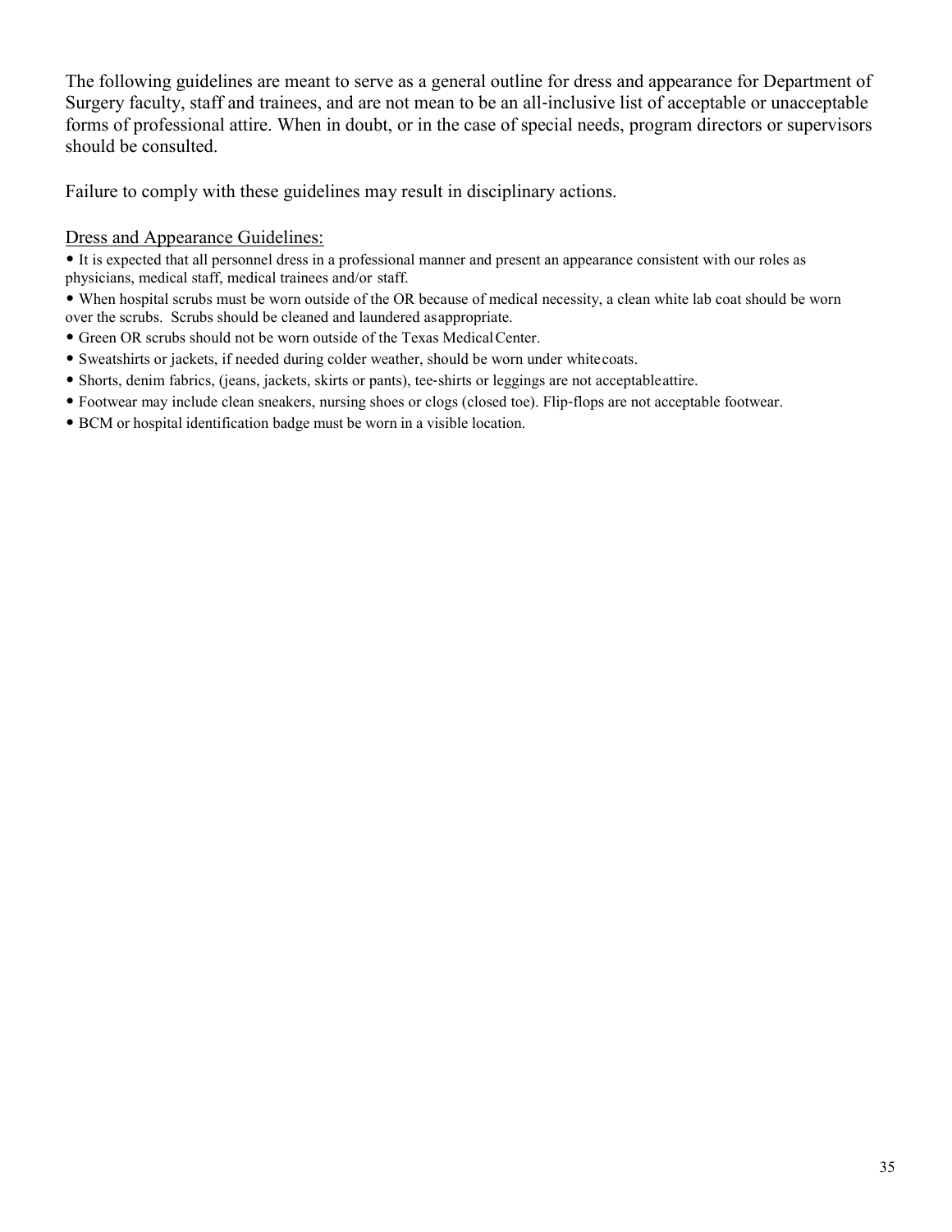The following guidelines are meant to serve as a general outline for dress and appearance for Department of Surgery faculty, staff and trainees, and are not mean to be an all-inclusive list of acceptable or unacceptable forms of professional attire. When in doubt, or in the case of special needs, program directors or supervisors should be consulted.

Failure to comply with these guidelines may result in disciplinary actions.

Dress and Appearance Guidelines:

- It is expected that all personnel dress in a professional manner and present an appearance consistent with our roles as physicians, medical staff, medical trainees and/or staff.
- When hospital scrubs must be worn outside of the OR because of medical necessity, a clean white lab coat should be worn over the scrubs. Scrubs should be cleaned and laundered as appropriate.
- Green OR scrubs should not be worn outside of the Texas Medical Center.
- Sweatshirts or jackets, if needed during colder weather, should be worn under white coats.
- Shorts, denim fabrics, (jeans, jackets, skirts or pants), tee-shirts or leggings are not acceptable attire.
- Footwear may include clean sneakers, nursing shoes or clogs (closed toe). Flip-flops are not acceptable footwear.
- BCM or hospital identification badge must be worn in a visible location.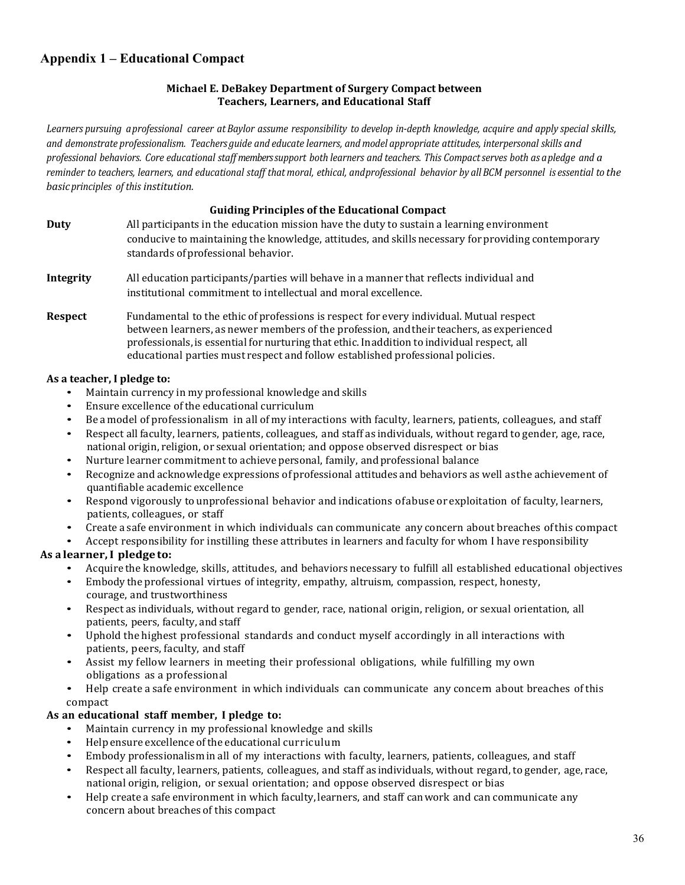## Appendix 1 – Educational Compact

**Michael E. DeBakey Department of Surgery Compact between Teachers, Learners, and Educational Staff**

*Learners pursuing a professional career at Baylor assume responsibility to develop in-depth knowledge, acquire and apply special skills, and demonstrate professionalism. Teachers guide and educate learners, and model appropriate attitudes, interpersonal skills and professional behaviors. Core educational staff members support both learners and teachers. This Compact serves both as a pledge and a reminder to teachers, learners, and educational staff that moral, ethical, and professional behavior by all BCM personnel is essential to the basic principles of this institution.*

**Guiding Principles of the Educational Compact**

**Duty** All participants in the education mission have the duty to sustain a learning environment conducive to maintaining the knowledge, attitudes, and skills necessary for providing contemporary standards of professional behavior.

**Integrity** All education participants/parties will behave in a manner that reflects individual and institutional commitment to intellectual and moral excellence.

**Respect** Fundamental to the ethic of professions is respect for every individual. Mutual respect between learners, as newer members of the profession, and their teachers, as experienced professionals, is essential for nurturing that ethic. In addition to individual respect, all educational parties must respect and follow established professional policies.

**As a teacher, I pledge to:**

- Maintain currency in my professional knowledge and skills
- Ensure excellence of the educational curriculum
- Be a model of professionalism in all of my interactions with faculty, learners, patients, colleagues, and staff
- Respect all faculty, learners, patients, colleagues, and staff as individuals, without regard to gender, age, race, national origin, religion, or sexual orientation; and oppose observed disrespect or bias
- Nurture learner commitment to achieve personal, family, and professional balance
- Recognize and acknowledge expressions of professional attitudes and behaviors as well as the achievement of quantifiable academic excellence
- Respond vigorously to unprofessional behavior and indications of abuse or exploitation of faculty, learners, patients, colleagues, or staff
- Create a safe environment in which individuals can communicate any concern about breaches of this compact
- Accept responsibility for instilling these attributes in learners and faculty for whom I have responsibility

**As a learner, I pledge to:**

- Acquire the knowledge, skills, attitudes, and behaviors necessary to fulfill all established educational objectives
- Embody the professional virtues of integrity, empathy, altruism, compassion, respect, honesty, courage, and trustworthiness
- Respect as individuals, without regard to gender, race, national origin, religion, or sexual orientation, all patients, peers, faculty, and staff
- Uphold the highest professional standards and conduct myself accordingly in all interactions with patients, peers, faculty, and staff
- Assist my fellow learners in meeting their professional obligations, while fulfilling my own obligations as a professional
- Help create a safe environment in which individuals can communicate any concern about breaches of this compact

**As an educational staff member, I pledge to:**

- Maintain currency in my professional knowledge and skills
- Help ensure excellence of the educational curriculum
- Embody professionalism in all of my interactions with faculty, learners, patients, colleagues, and staff
- Respect all faculty, learners, patients, colleagues, and staff as individuals, without regard, to gender, age, race, national origin, religion, or sexual orientation; and oppose observed disrespect or bias
- Help create a safe environment in which faculty, learners, and staff can work and can communicate any concern about breaches of this compact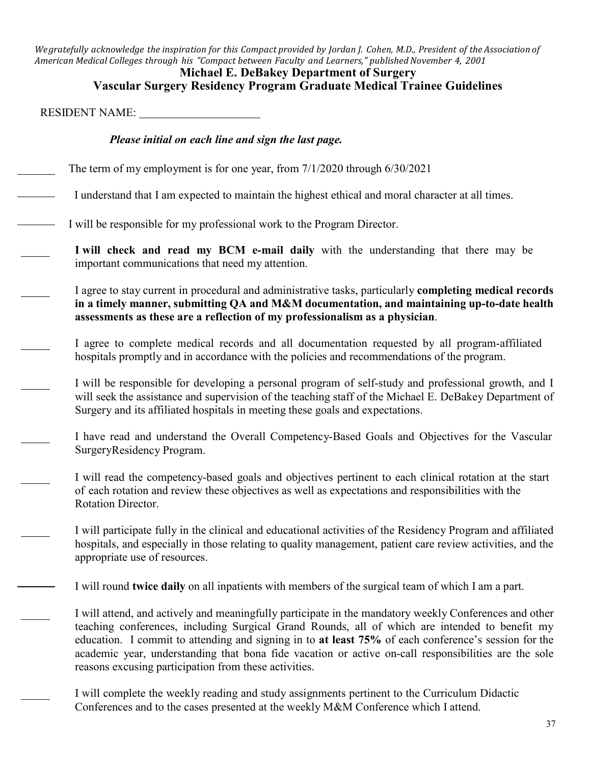*We gratefully acknowledge the inspiration for this Compact provided by Jordan J. Cohen, M.D., President of the Association of American Medical Colleges through his "Compact between Faculty and Learners," published November 4, 2001*

## Michael E. DeBakey Department of Surgery
## Vascular Surgery Residency Program Graduate Medical Trainee Guidelines

RESIDENT NAME: ____________________

***Please initial on each line and sign the last page.***

_______ The term of my employment is for one year, from 7/1/2020 through 6/30/2021

_______ I understand that I am expected to maintain the highest ethical and moral character at all times.

_______ I will be responsible for my professional work to the Program Director.

_____ **I will check and read my BCM e-mail daily** with the understanding that there may be important communications that need my attention.

_____ I agree to stay current in procedural and administrative tasks, particularly **completing medical records in a timely manner, submitting QA and M&M documentation, and maintaining up-to-date health assessments as these are a reflection of my professionalism as a physician**.

_____ I agree to complete medical records and all documentation requested by all program-affiliated hospitals promptly and in accordance with the policies and recommendations of the program.

_____ I will be responsible for developing a personal program of self-study and professional growth, and I will seek the assistance and supervision of the teaching staff of the Michael E. DeBakey Department of Surgery and its affiliated hospitals in meeting these goals and expectations.

_____ I have read and understand the Overall Competency-Based Goals and Objectives for the Vascular SurgeryResidency Program.

_____ I will read the competency-based goals and objectives pertinent to each clinical rotation at the start of each rotation and review these objectives as well as expectations and responsibilities with the Rotation Director.

_____ I will participate fully in the clinical and educational activities of the Residency Program and affiliated hospitals, and especially in those relating to quality management, patient care review activities, and the appropriate use of resources.

_______ I will round **twice daily** on all inpatients with members of the surgical team of which I am a part.

_____ I will attend, and actively and meaningfully participate in the mandatory weekly Conferences and other teaching conferences, including Surgical Grand Rounds, all of which are intended to benefit my education. I commit to attending and signing in to **at least 75%** of each conference's session for the academic year, understanding that bona fide vacation or active on-call responsibilities are the sole reasons excusing participation from these activities.

_____ I will complete the weekly reading and study assignments pertinent to the Curriculum Didactic Conferences and to the cases presented at the weekly M&M Conference which I attend.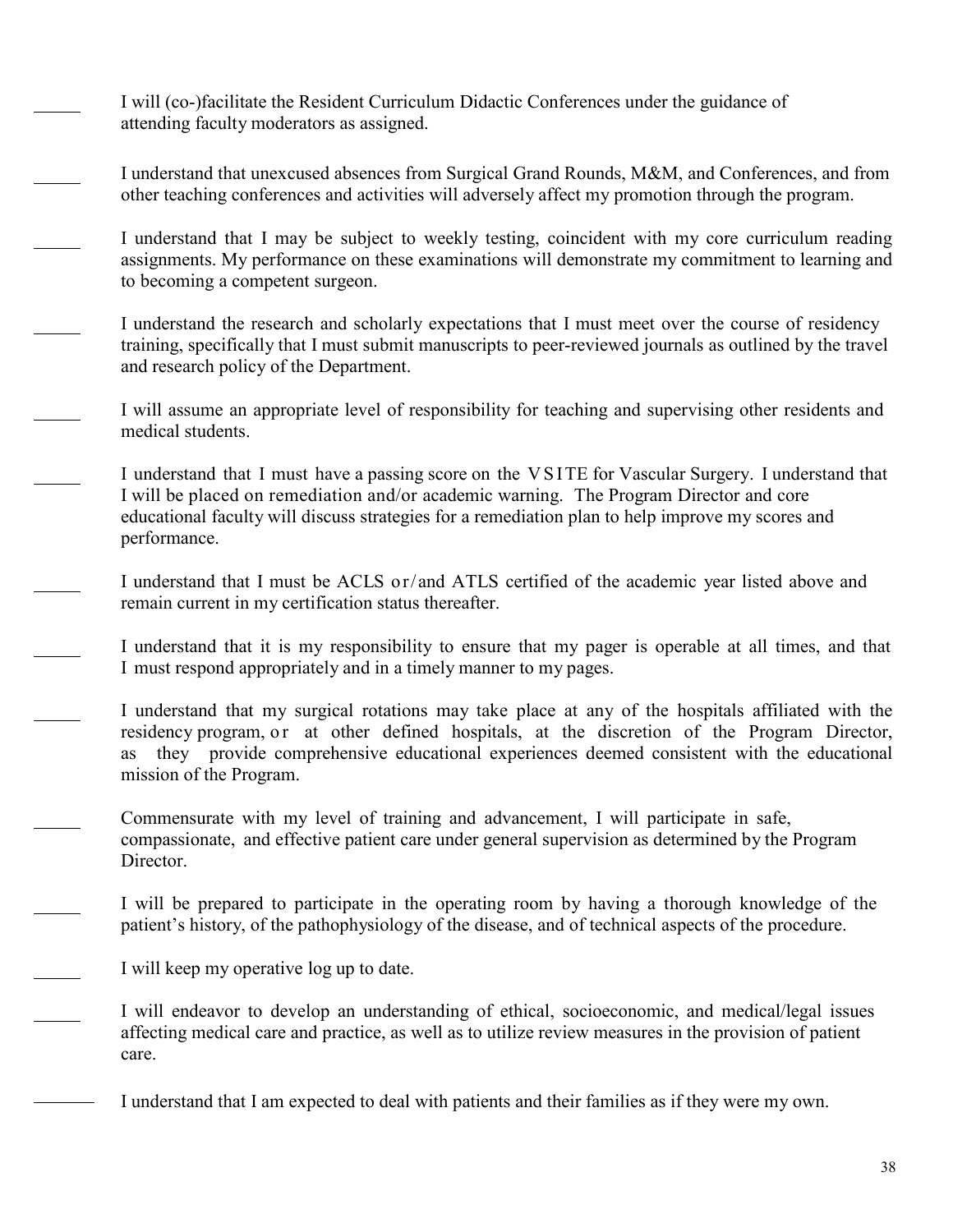_____ I will (co-)facilitate the Resident Curriculum Didactic Conferences under the guidance of attending faculty moderators as assigned.

_____ I understand that unexcused absences from Surgical Grand Rounds, M&M, and Conferences, and from other teaching conferences and activities will adversely affect my promotion through the program.

_____ I understand that I may be subject to weekly testing, coincident with my core curriculum reading assignments. My performance on these examinations will demonstrate my commitment to learning and to becoming a competent surgeon.

_____ I understand the research and scholarly expectations that I must meet over the course of residency training, specifically that I must submit manuscripts to peer-reviewed journals as outlined by the travel and research policy of the Department.

_____ I will assume an appropriate level of responsibility for teaching and supervising other residents and medical students.

_____ I understand that I must have a passing score on the VSITE for Vascular Surgery. I understand that I will be placed on remediation and/or academic warning. The Program Director and core educational faculty will discuss strategies for a remediation plan to help improve my scores and performance.

_____ I understand that I must be ACLS or/and ATLS certified of the academic year listed above and remain current in my certification status thereafter.

_____ I understand that it is my responsibility to ensure that my pager is operable at all times, and that I must respond appropriately and in a timely manner to my pages.

_____ I understand that my surgical rotations may take place at any of the hospitals affiliated with the residency program, or at other defined hospitals, at the discretion of the Program Director, as they provide comprehensive educational experiences deemed consistent with the educational mission of the Program.

_____ Commensurate with my level of training and advancement, I will participate in safe, compassionate, and effective patient care under general supervision as determined by the Program Director.

_____ I will be prepared to participate in the operating room by having a thorough knowledge of the patient's history, of the pathophysiology of the disease, and of technical aspects of the procedure.

_____ I will keep my operative log up to date.

_____ I will endeavor to develop an understanding of ethical, socioeconomic, and medical/legal issues affecting medical care and practice, as well as to utilize review measures in the provision of patient care.

_______ I understand that I am expected to deal with patients and their families as if they were my own.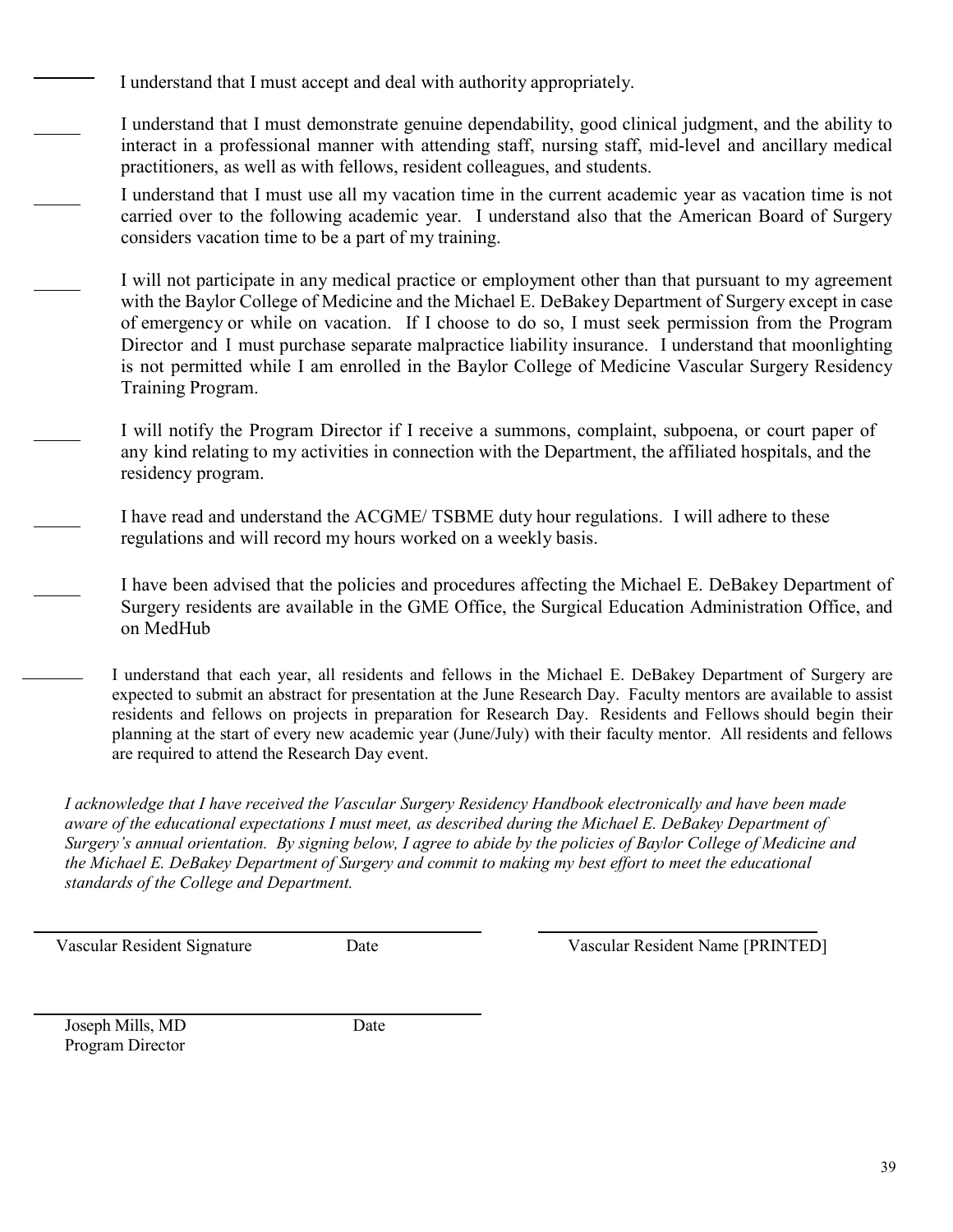\_\_\_\_\_ I understand that I must accept and deal with authority appropriately.

\_\_\_\_\_ I understand that I must demonstrate genuine dependability, good clinical judgment, and the ability to interact in a professional manner with attending staff, nursing staff, mid-level and ancillary medical practitioners, as well as with fellows, resident colleagues, and students.

\_\_\_\_\_ I understand that I must use all my vacation time in the current academic year as vacation time is not carried over to the following academic year. I understand also that the American Board of Surgery considers vacation time to be a part of my training.

\_\_\_\_\_ I will not participate in any medical practice or employment other than that pursuant to my agreement with the Baylor College of Medicine and the Michael E. DeBakey Department of Surgery except in case of emergency or while on vacation. If I choose to do so, I must seek permission from the Program Director and I must purchase separate malpractice liability insurance. I understand that moonlighting is not permitted while I am enrolled in the Baylor College of Medicine Vascular Surgery Residency Training Program.

\_\_\_\_\_ I will notify the Program Director if I receive a summons, complaint, subpoena, or court paper of any kind relating to my activities in connection with the Department, the affiliated hospitals, and the residency program.

\_\_\_\_\_ I have read and understand the ACGME/ TSBME duty hour regulations. I will adhere to these regulations and will record my hours worked on a weekly basis.

\_\_\_\_\_ I have been advised that the policies and procedures affecting the Michael E. DeBakey Department of Surgery residents are available in the GME Office, the Surgical Education Administration Office, and on MedHub

\_\_\_\_\_ I understand that each year, all residents and fellows in the Michael E. DeBakey Department of Surgery are expected to submit an abstract for presentation at the June Research Day. Faculty mentors are available to assist residents and fellows on projects in preparation for Research Day. Residents and Fellows should begin their planning at the start of every new academic year (June/July) with their faculty mentor. All residents and fellows are required to attend the Research Day event.

*I acknowledge that I have received the Vascular Surgery Residency Handbook electronically and have been made aware of the educational expectations I must meet, as described during the Michael E. DeBakey Department of Surgery's annual orientation. By signing below, I agree to abide by the policies of Baylor College of Medicine and the Michael E. DeBakey Department of Surgery and commit to making my best effort to meet the educational standards of the College and Department.*

\_\_\_\_\_\_\_\_\_\_\_\_\_\_\_\_\_\_\_\_\_\_\_\_\_\_\_\_\_\_\_\_\_\_\_\_\_\_\_\_ \_\_\_\_\_\_\_\_\_\_\_\_\_\_\_\_\_\_\_\_\_\_\_\_\_\_\_\_\_\_\_\_
Vascular Resident Signature Date Vascular Resident Name [PRINTED]

\_\_\_\_\_\_\_\_\_\_\_\_\_\_\_\_\_\_\_\_\_\_\_\_\_\_\_\_\_\_\_\_\_\_\_\_\_\_\_\_
Joseph Mills, MD Date
Program Director